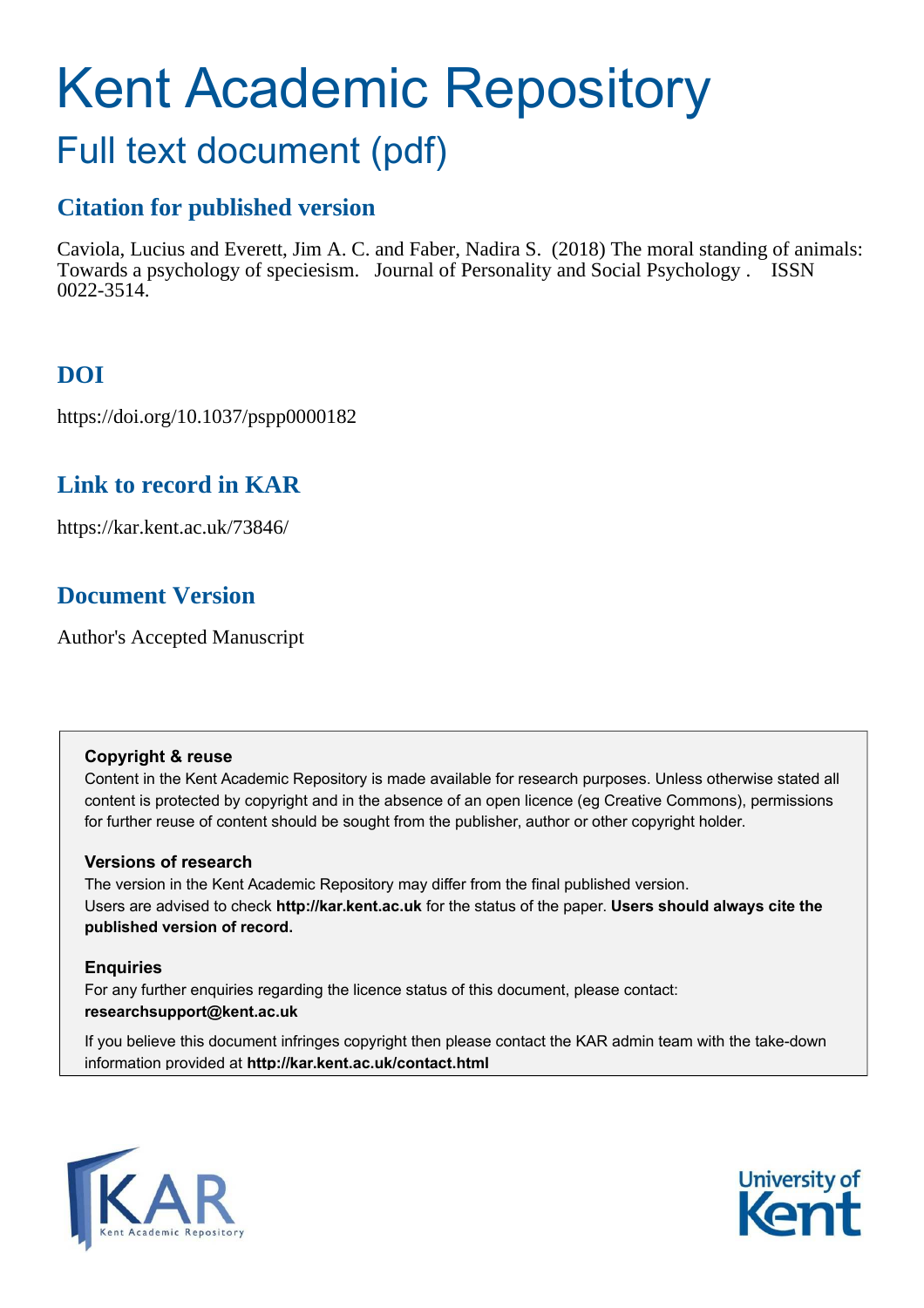# Kent Academic Repository

## Full text document (pdf)

### Citation for published version

Caviola, Lucius and Everett, Jim A. C. and Faber, Nadira S. (2018) The moral standing of animals: Towards a psychology of speciesism. Journal of Personality and Social Psychology . ISSN 0022-3514.

### DOI

https://doi.org/10.1037/pspp0000182

### Link to record in KAR

https://kar.kent.ac.uk/73846/

### Document Version

Author's Accepted Manuscript

**Copyright & reuse**

Content in the Kent Academic Repository is made available for research purposes. Unless otherwise stated all content is protected by copyright and in the absence of an open licence (eg Creative Commons), permissions for further reuse of content should be sought from the publisher, author or other copyright holder.

**Versions of research**

The version in the Kent Academic Repository may differ from the final published version. Users are advised to check **http://kar.kent.ac.uk** for the status of the paper. **Users should always cite the published version of record.**

**Enquiries**

For any further enquiries regarding the licence status of this document, please contact: **researchsupport@kent.ac.uk**

If you believe this document infringes copyright then please contact the KAR admin team with the take-down information provided at **http://kar.kent.ac.uk/contact.html**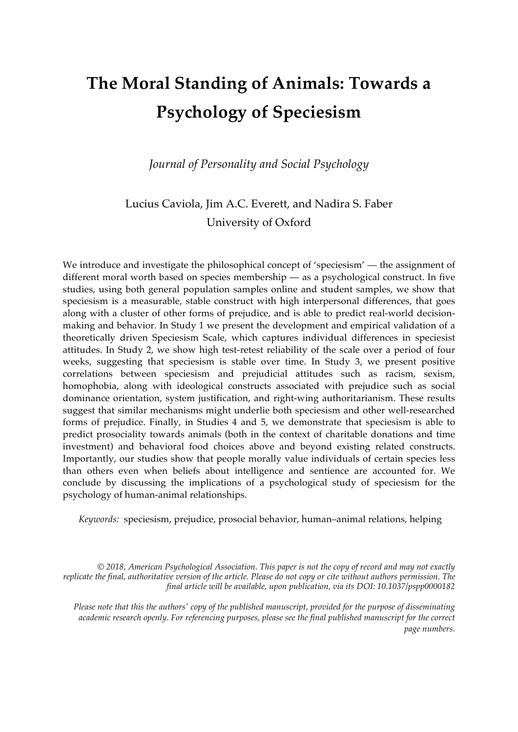# The Moral Standing of Animals: Towards a Psychology of Speciesism

*Journal of Personality and Social Psychology*

Lucius Caviola, Jim A.C. Everett, and Nadira S. Faber
University of Oxford

We introduce and investigate the philosophical concept of 'speciesism' — the assignment of different moral worth based on species membership — as a psychological construct. In five studies, using both general population samples online and student samples, we show that speciesism is a measurable, stable construct with high interpersonal differences, that goes along with a cluster of other forms of prejudice, and is able to predict real-world decision-making and behavior. In Study 1 we present the development and empirical validation of a theoretically driven Speciesism Scale, which captures individual differences in speciesist attitudes. In Study 2, we show high test-retest reliability of the scale over a period of four weeks, suggesting that speciesism is stable over time. In Study 3, we present positive correlations between speciesism and prejudicial attitudes such as racism, sexism, homophobia, along with ideological constructs associated with prejudice such as social dominance orientation, system justification, and right-wing authoritarianism. These results suggest that similar mechanisms might underlie both speciesism and other well-researched forms of prejudice. Finally, in Studies 4 and 5, we demonstrate that speciesism is able to predict prosociality towards animals (both in the context of charitable donations and time investment) and behavioral food choices above and beyond existing related constructs. Importantly, our studies show that people morally value individuals of certain species less than others even when beliefs about intelligence and sentience are accounted for. We conclude by discussing the implications of a psychological study of speciesism for the psychology of human-animal relationships.

*Keywords:* speciesism, prejudice, prosocial behavior, human–animal relations, helping

*© 2018, American Psychological Association. This paper is not the copy of record and may not exactly replicate the final, authoritative version of the article. Please do not copy or cite without authors permission. The final article will be available, upon publication, via its DOI: 10.1037/pspp0000182*

*Please note that this the authors' copy of the published manuscript, provided for the purpose of disseminating academic research openly. For referencing purposes, please see the final published manuscript for the correct page numbers.*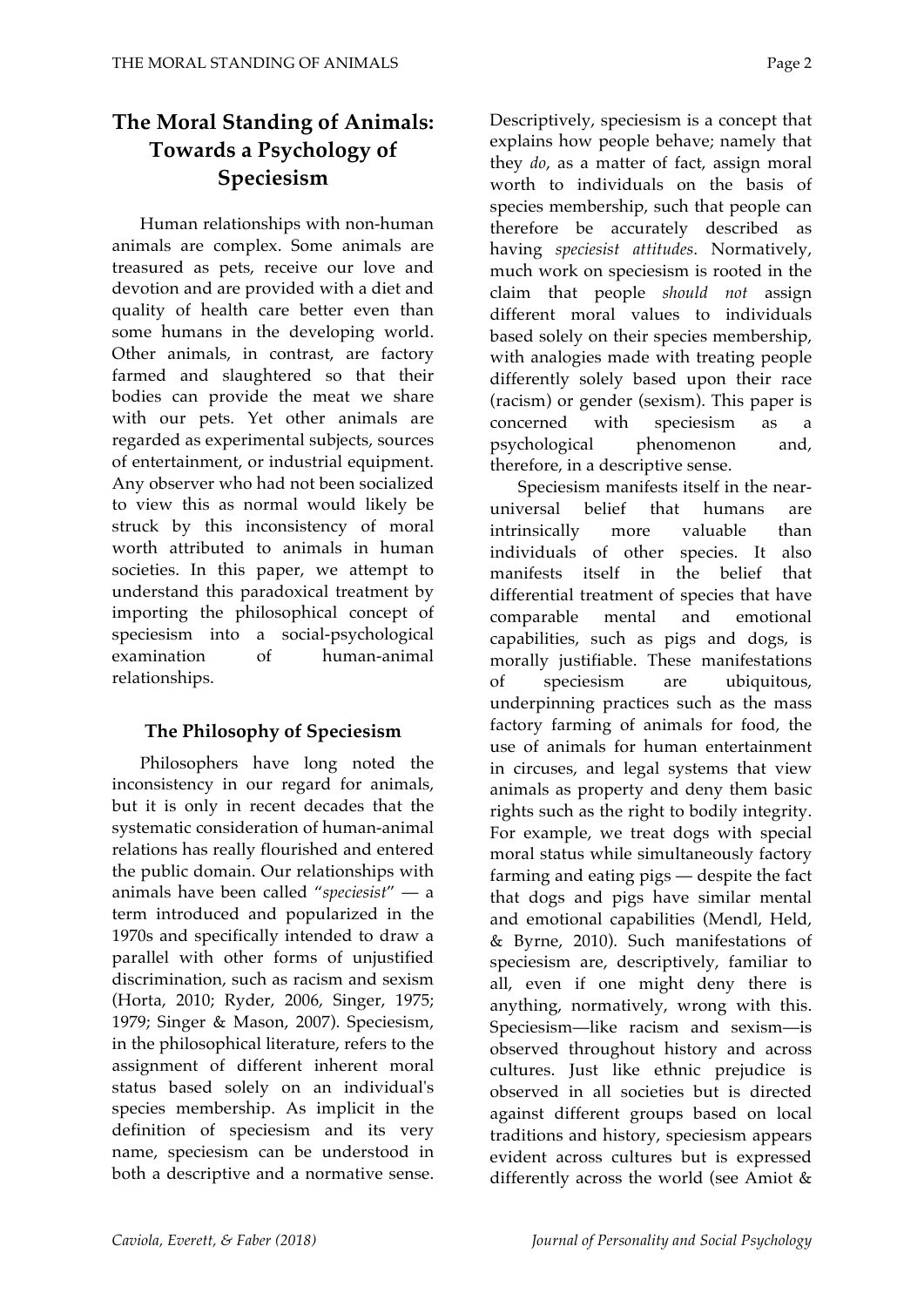# The Moral Standing of Animals: Towards a Psychology of Speciesism

Human relationships with non-human animals are complex. Some animals are treasured as pets, receive our love and devotion and are provided with a diet and quality of health care better even than some humans in the developing world. Other animals, in contrast, are factory farmed and slaughtered so that their bodies can provide the meat we share with our pets. Yet other animals are regarded as experimental subjects, sources of entertainment, or industrial equipment. Any observer who had not been socialized to view this as normal would likely be struck by this inconsistency of moral worth attributed to animals in human societies. In this paper, we attempt to understand this paradoxical treatment by importing the philosophical concept of speciesism into a social-psychological examination of human-animal relationships.

## The Philosophy of Speciesism

Philosophers have long noted the inconsistency in our regard for animals, but it is only in recent decades that the systematic consideration of human-animal relations has really flourished and entered the public domain. Our relationships with animals have been called "*speciesist*" — a term introduced and popularized in the 1970s and specifically intended to draw a parallel with other forms of unjustified discrimination, such as racism and sexism (Horta, 2010; Ryder, 2006, Singer, 1975; 1979; Singer & Mason, 2007). Speciesism, in the philosophical literature, refers to the assignment of different inherent moral status based solely on an individual's species membership. As implicit in the definition of speciesism and its very name, speciesism can be understood in both a descriptive and a normative sense. Descriptively, speciesism is a concept that explains how people behave; namely that they *do*, as a matter of fact, assign moral worth to individuals on the basis of species membership, such that people can therefore be accurately described as having *speciesist attitudes*. Normatively, much work on speciesism is rooted in the claim that people *should not* assign different moral values to individuals based solely on their species membership, with analogies made with treating people differently solely based upon their race (racism) or gender (sexism). This paper is concerned with speciesism as a psychological phenomenon and, therefore, in a descriptive sense.

Speciesism manifests itself in the near-universal belief that humans are intrinsically more valuable than individuals of other species. It also manifests itself in the belief that differential treatment of species that have comparable mental and emotional capabilities, such as pigs and dogs, is morally justifiable. These manifestations of speciesism are ubiquitous, underpinning practices such as the mass factory farming of animals for food, the use of animals for human entertainment in circuses, and legal systems that view animals as property and deny them basic rights such as the right to bodily integrity. For example, we treat dogs with special moral status while simultaneously factory farming and eating pigs — despite the fact that dogs and pigs have similar mental and emotional capabilities (Mendl, Held, & Byrne, 2010). Such manifestations of speciesism are, descriptively, familiar to all, even if one might deny there is anything, normatively, wrong with this. Speciesism—like racism and sexism—is observed throughout history and across cultures. Just like ethnic prejudice is observed in all societies but is directed against different groups based on local traditions and history, speciesism appears evident across cultures but is expressed differently across the world (see Amiot &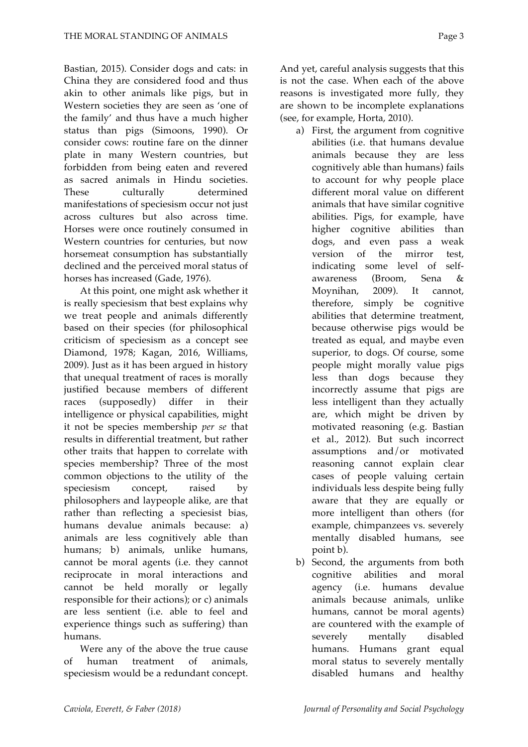Bastian, 2015). Consider dogs and cats: in China they are considered food and thus akin to other animals like pigs, but in Western societies they are seen as 'one of the family' and thus have a much higher status than pigs (Simoons, 1990). Or consider cows: routine fare on the dinner plate in many Western countries, but forbidden from being eaten and revered as sacred animals in Hindu societies. These culturally determined manifestations of speciesism occur not just across cultures but also across time. Horses were once routinely consumed in Western countries for centuries, but now horsemeat consumption has substantially declined and the perceived moral status of horses has increased (Gade, 1976).

At this point, one might ask whether it is really speciesism that best explains why we treat people and animals differently based on their species (for philosophical criticism of speciesism as a concept see Diamond, 1978; Kagan, 2016, Williams, 2009). Just as it has been argued in history that unequal treatment of races is morally justified because members of different races (supposedly) differ in their intelligence or physical capabilities, might it not be species membership *per se* that results in differential treatment, but rather other traits that happen to correlate with species membership? Three of the most common objections to the utility of the speciesism concept, raised by philosophers and laypeople alike, are that rather than reflecting a speciesist bias, humans devalue animals because: a) animals are less cognitively able than humans; b) animals, unlike humans, cannot be moral agents (i.e. they cannot reciprocate in moral interactions and cannot be held morally or legally responsible for their actions); or c) animals are less sentient (i.e. able to feel and experience things such as suffering) than humans.

Were any of the above the true cause of human treatment of animals, speciesism would be a redundant concept. And yet, careful analysis suggests that this is not the case. When each of the above reasons is investigated more fully, they are shown to be incomplete explanations (see, for example, Horta, 2010).

a) First, the argument from cognitive abilities (i.e. that humans devalue animals because they are less cognitively able than humans) fails to account for why people place different moral value on different animals that have similar cognitive abilities. Pigs, for example, have higher cognitive abilities than dogs, and even pass a weak version of the mirror test, indicating some level of self-awareness (Broom, Sena & Moynihan, 2009). It cannot, therefore, simply be cognitive abilities that determine treatment, because otherwise pigs would be treated as equal, and maybe even superior, to dogs. Of course, some people might morally value pigs less than dogs because they incorrectly assume that pigs are less intelligent than they actually are, which might be driven by motivated reasoning (e.g. Bastian et al., 2012). But such incorrect assumptions and/or motivated reasoning cannot explain clear cases of people valuing certain individuals less despite being fully aware that they are equally or more intelligent than others (for example, chimpanzees vs. severely mentally disabled humans, see point b).
b) Second, the arguments from both cognitive abilities and moral agency (i.e. humans devalue animals because animals, unlike humans, cannot be moral agents) are countered with the example of severely mentally disabled humans. Humans grant equal moral status to severely mentally disabled humans and healthy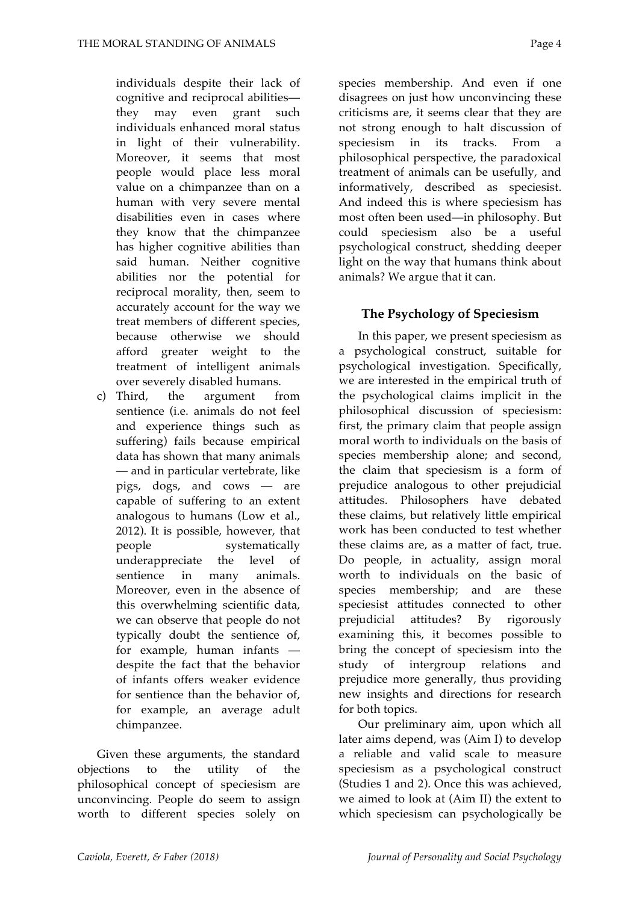individuals despite their lack of cognitive and reciprocal abilities—they may even grant such individuals enhanced moral status in light of their vulnerability. Moreover, it seems that most people would place less moral value on a chimpanzee than on a human with very severe mental disabilities even in cases where they know that the chimpanzee has higher cognitive abilities than said human. Neither cognitive abilities nor the potential for reciprocal morality, then, seem to accurately account for the way we treat members of different species, because otherwise we should afford greater weight to the treatment of intelligent animals over severely disabled humans.

c) Third, the argument from sentience (i.e. animals do not feel and experience things such as suffering) fails because empirical data has shown that many animals — and in particular vertebrate, like pigs, dogs, and cows — are capable of suffering to an extent analogous to humans (Low et al., 2012). It is possible, however, that people systematically underappreciate the level of sentience in many animals. Moreover, even in the absence of this overwhelming scientific data, we can observe that people do not typically doubt the sentience of, for example, human infants — despite the fact that the behavior of infants offers weaker evidence for sentience than the behavior of, for example, an average adult chimpanzee.

Given these arguments, the standard objections to the utility of the philosophical concept of speciesism are unconvincing. People do seem to assign worth to different species solely on species membership. And even if one disagrees on just how unconvincing these criticisms are, it seems clear that they are not strong enough to halt discussion of speciesism in its tracks. From a philosophical perspective, the paradoxical treatment of animals can be usefully, and informatively, described as speciesist. And indeed this is where speciesism has most often been used—in philosophy. But could speciesism also be a useful psychological construct, shedding deeper light on the way that humans think about animals? We argue that it can.

## The Psychology of Speciesism

In this paper, we present speciesism as a psychological construct, suitable for psychological investigation. Specifically, we are interested in the empirical truth of the psychological claims implicit in the philosophical discussion of speciesism: first, the primary claim that people assign moral worth to individuals on the basis of species membership alone; and second, the claim that speciesism is a form of prejudice analogous to other prejudicial attitudes. Philosophers have debated these claims, but relatively little empirical work has been conducted to test whether these claims are, as a matter of fact, true. Do people, in actuality, assign moral worth to individuals on the basic of species membership; and are these speciesist attitudes connected to other prejudicial attitudes? By rigorously examining this, it becomes possible to bring the concept of speciesism into the study of intergroup relations and prejudice more generally, thus providing new insights and directions for research for both topics.

Our preliminary aim, upon which all later aims depend, was (Aim I) to develop a reliable and valid scale to measure speciesism as a psychological construct (Studies 1 and 2). Once this was achieved, we aimed to look at (Aim II) the extent to which speciesism can psychologically be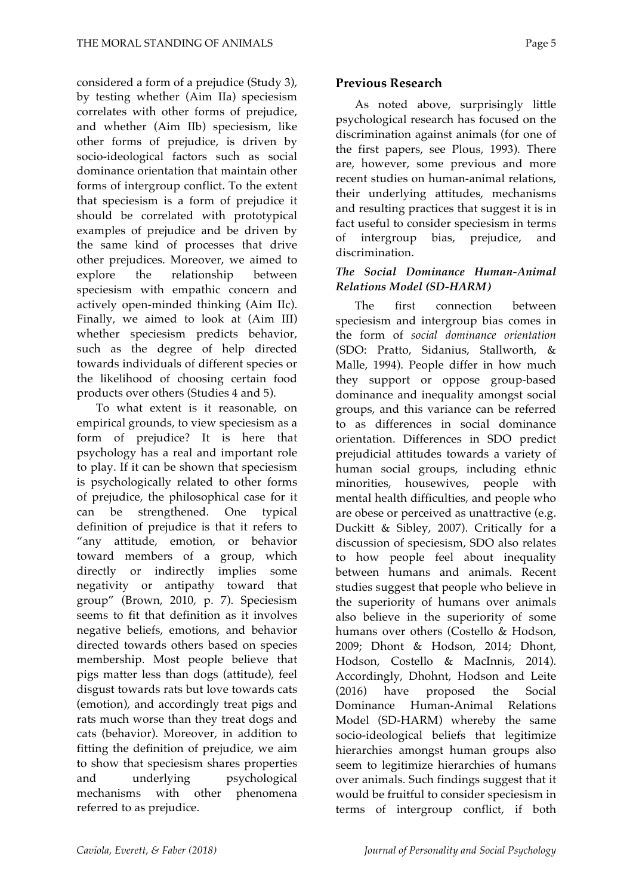considered a form of a prejudice (Study 3), by testing whether (Aim IIa) speciesism correlates with other forms of prejudice, and whether (Aim IIb) speciesism, like other forms of prejudice, is driven by socio-ideological factors such as social dominance orientation that maintain other forms of intergroup conflict. To the extent that speciesism is a form of prejudice it should be correlated with prototypical examples of prejudice and be driven by the same kind of processes that drive other prejudices. Moreover, we aimed to explore the relationship between speciesism with empathic concern and actively open-minded thinking (Aim IIc). Finally, we aimed to look at (Aim III) whether speciesism predicts behavior, such as the degree of help directed towards individuals of different species or the likelihood of choosing certain food products over others (Studies 4 and 5).

To what extent is it reasonable, on empirical grounds, to view speciesism as a form of prejudice? It is here that psychology has a real and important role to play. If it can be shown that speciesism is psychologically related to other forms of prejudice, the philosophical case for it can be strengthened. One typical definition of prejudice is that it refers to "any attitude, emotion, or behavior toward members of a group, which directly or indirectly implies some negativity or antipathy toward that group" (Brown, 2010, p. 7). Speciesism seems to fit that definition as it involves negative beliefs, emotions, and behavior directed towards others based on species membership. Most people believe that pigs matter less than dogs (attitude), feel disgust towards rats but love towards cats (emotion), and accordingly treat pigs and rats much worse than they treat dogs and cats (behavior). Moreover, in addition to fitting the definition of prejudice, we aim to show that speciesism shares properties and underlying psychological mechanisms with other phenomena referred to as prejudice.

## Previous Research

As noted above, surprisingly little psychological research has focused on the discrimination against animals (for one of the first papers, see Plous, 1993). There are, however, some previous and more recent studies on human-animal relations, their underlying attitudes, mechanisms and resulting practices that suggest it is in fact useful to consider speciesism in terms of intergroup bias, prejudice, and discrimination.

### *The Social Dominance Human-Animal Relations Model (SD-HARM)*

The first connection between speciesism and intergroup bias comes in the form of *social dominance orientation* (SDO: Pratto, Sidanius, Stallworth, & Malle, 1994). People differ in how much they support or oppose group-based dominance and inequality amongst social groups, and this variance can be referred to as differences in social dominance orientation. Differences in SDO predict prejudicial attitudes towards a variety of human social groups, including ethnic minorities, housewives, people with mental health difficulties, and people who are obese or perceived as unattractive (e.g. Duckitt & Sibley, 2007). Critically for a discussion of speciesism, SDO also relates to how people feel about inequality between humans and animals. Recent studies suggest that people who believe in the superiority of humans over animals also believe in the superiority of some humans over others (Costello & Hodson, 2009; Dhont & Hodson, 2014; Dhont, Hodson, Costello & MacInnis, 2014). Accordingly, Dhohnt, Hodson and Leite (2016) have proposed the Social Dominance Human-Animal Relations Model (SD-HARM) whereby the same socio-ideological beliefs that legitimize hierarchies amongst human groups also seem to legitimize hierarchies of humans over animals. Such findings suggest that it would be fruitful to consider speciesism in terms of intergroup conflict, if both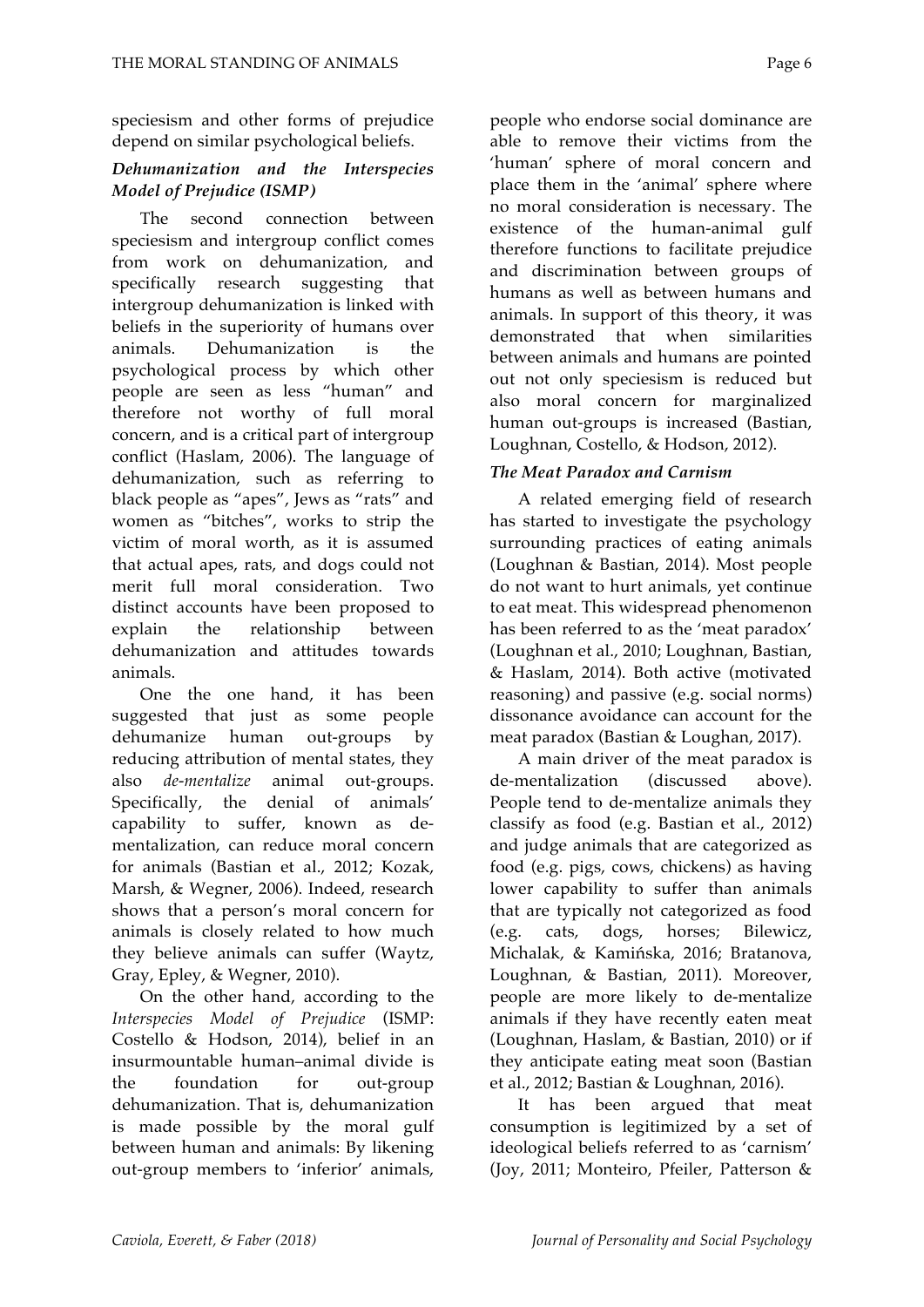speciesism and other forms of prejudice depend on similar psychological beliefs.

### *Dehumanization and the Interspecies Model of Prejudice (ISMP)*

The second connection between speciesism and intergroup conflict comes from work on dehumanization, and specifically research suggesting that intergroup dehumanization is linked with beliefs in the superiority of humans over animals. Dehumanization is the psychological process by which other people are seen as less "human" and therefore not worthy of full moral concern, and is a critical part of intergroup conflict (Haslam, 2006). The language of dehumanization, such as referring to black people as "apes", Jews as "rats" and women as "bitches", works to strip the victim of moral worth, as it is assumed that actual apes, rats, and dogs could not merit full moral consideration. Two distinct accounts have been proposed to explain the relationship between dehumanization and attitudes towards animals.

One the one hand, it has been suggested that just as some people dehumanize human out-groups by reducing attribution of mental states, they also *de-mentalize* animal out-groups. Specifically, the denial of animals' capability to suffer, known as de-mentalization, can reduce moral concern for animals (Bastian et al., 2012; Kozak, Marsh, & Wegner, 2006). Indeed, research shows that a person's moral concern for animals is closely related to how much they believe animals can suffer (Waytz, Gray, Epley, & Wegner, 2010).

On the other hand, according to the *Interspecies Model of Prejudice* (ISMP: Costello & Hodson, 2014), belief in an insurmountable human–animal divide is the foundation for out-group dehumanization. That is, dehumanization is made possible by the moral gulf between human and animals: By likening out-group members to 'inferior' animals, people who endorse social dominance are able to remove their victims from the 'human' sphere of moral concern and place them in the 'animal' sphere where no moral consideration is necessary. The existence of the human-animal gulf therefore functions to facilitate prejudice and discrimination between groups of humans as well as between humans and animals. In support of this theory, it was demonstrated that when similarities between animals and humans are pointed out not only speciesism is reduced but also moral concern for marginalized human out-groups is increased (Bastian, Loughnan, Costello, & Hodson, 2012).

### *The Meat Paradox and Carnism*

A related emerging field of research has started to investigate the psychology surrounding practices of eating animals (Loughnan & Bastian, 2014). Most people do not want to hurt animals, yet continue to eat meat. This widespread phenomenon has been referred to as the 'meat paradox' (Loughnan et al., 2010; Loughnan, Bastian, & Haslam, 2014). Both active (motivated reasoning) and passive (e.g. social norms) dissonance avoidance can account for the meat paradox (Bastian & Loughan, 2017).

A main driver of the meat paradox is de-mentalization (discussed above). People tend to de-mentalize animals they classify as food (e.g. Bastian et al., 2012) and judge animals that are categorized as food (e.g. pigs, cows, chickens) as having lower capability to suffer than animals that are typically not categorized as food (e.g. cats, dogs, horses; Bilewicz, Michalak, & Kamińska, 2016; Bratanova, Loughnan, & Bastian, 2011). Moreover, people are more likely to de-mentalize animals if they have recently eaten meat (Loughnan, Haslam, & Bastian, 2010) or if they anticipate eating meat soon (Bastian et al., 2012; Bastian & Loughnan, 2016).

It has been argued that meat consumption is legitimized by a set of ideological beliefs referred to as 'carnism' (Joy, 2011; Monteiro, Pfeiler, Patterson &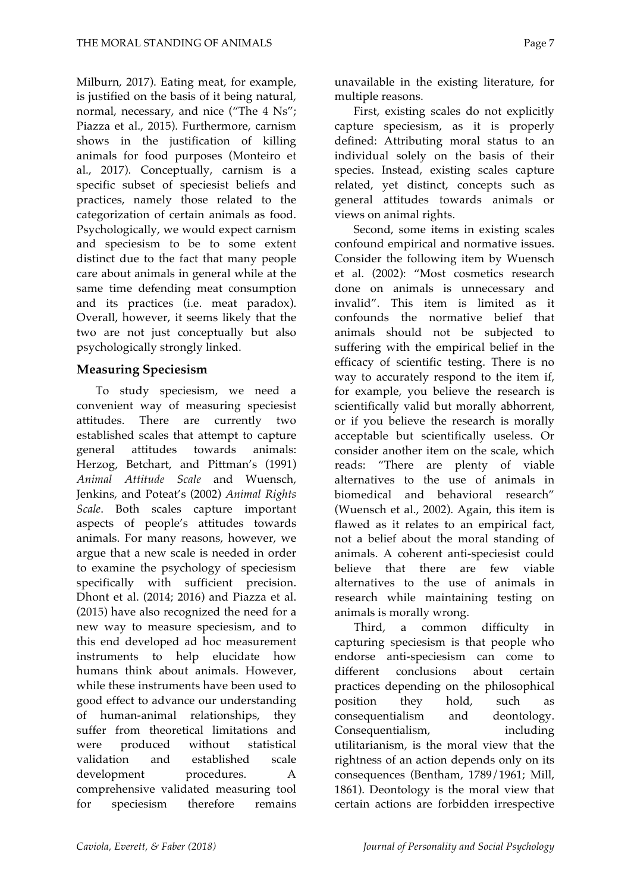Milburn, 2017). Eating meat, for example, is justified on the basis of it being natural, normal, necessary, and nice ("The 4 Ns"; Piazza et al., 2015). Furthermore, carnism shows in the justification of killing animals for food purposes (Monteiro et al., 2017). Conceptually, carnism is a specific subset of speciesist beliefs and practices, namely those related to the categorization of certain animals as food. Psychologically, we would expect carnism and speciesism to be to some extent distinct due to the fact that many people care about animals in general while at the same time defending meat consumption and its practices (i.e. meat paradox). Overall, however, it seems likely that the two are not just conceptually but also psychologically strongly linked.

## Measuring Speciesism

To study speciesism, we need a convenient way of measuring speciesist attitudes. There are currently two established scales that attempt to capture general attitudes towards animals: Herzog, Betchart, and Pittman's (1991) *Animal Attitude Scale* and Wuensch, Jenkins, and Poteat's (2002) *Animal Rights Scale*. Both scales capture important aspects of people's attitudes towards animals. For many reasons, however, we argue that a new scale is needed in order to examine the psychology of speciesism specifically with sufficient precision. Dhont et al. (2014; 2016) and Piazza et al. (2015) have also recognized the need for a new way to measure speciesism, and to this end developed ad hoc measurement instruments to help elucidate how humans think about animals. However, while these instruments have been used to good effect to advance our understanding of human-animal relationships, they suffer from theoretical limitations and were produced without statistical validation and established scale development procedures. A comprehensive validated measuring tool for speciesism therefore remains unavailable in the existing literature, for multiple reasons.

First, existing scales do not explicitly capture speciesism, as it is properly defined: Attributing moral status to an individual solely on the basis of their species. Instead, existing scales capture related, yet distinct, concepts such as general attitudes towards animals or views on animal rights.

Second, some items in existing scales confound empirical and normative issues. Consider the following item by Wuensch et al. (2002): "Most cosmetics research done on animals is unnecessary and invalid". This item is limited as it confounds the normative belief that animals should not be subjected to suffering with the empirical belief in the efficacy of scientific testing. There is no way to accurately respond to the item if, for example, you believe the research is scientifically valid but morally abhorrent, or if you believe the research is morally acceptable but scientifically useless. Or consider another item on the scale, which reads: "There are plenty of viable alternatives to the use of animals in biomedical and behavioral research" (Wuensch et al., 2002). Again, this item is flawed as it relates to an empirical fact, not a belief about the moral standing of animals. A coherent anti-speciesist could believe that there are few viable alternatives to the use of animals in research while maintaining testing on animals is morally wrong.

Third, a common difficulty in capturing speciesism is that people who endorse anti-speciesism can come to different conclusions about certain practices depending on the philosophical position they hold, such as consequentialism and deontology. Consequentialism, including utilitarianism, is the moral view that the rightness of an action depends only on its consequences (Bentham, 1789/1961; Mill, 1861). Deontology is the moral view that certain actions are forbidden irrespective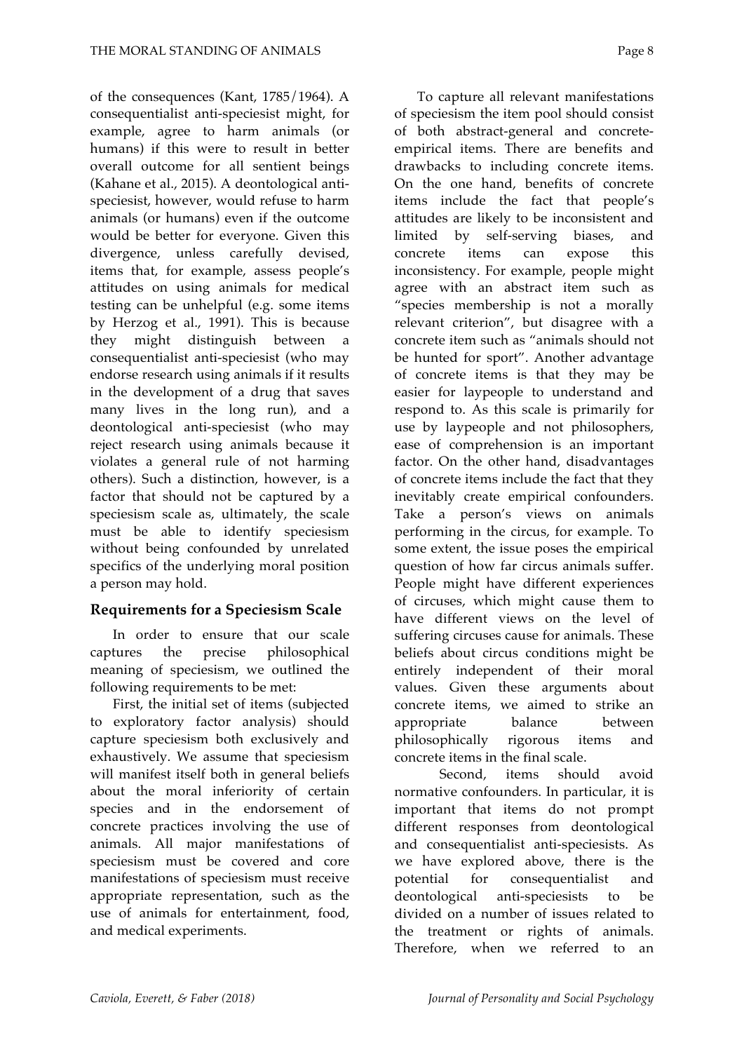of the consequences (Kant, 1785/1964). A consequentialist anti-speciesist might, for example, agree to harm animals (or humans) if this were to result in better overall outcome for all sentient beings (Kahane et al., 2015). A deontological anti-speciesist, however, would refuse to harm animals (or humans) even if the outcome would be better for everyone. Given this divergence, unless carefully devised, items that, for example, assess people's attitudes on using animals for medical testing can be unhelpful (e.g. some items by Herzog et al., 1991). This is because they might distinguish between a consequentialist anti-speciesist (who may endorse research using animals if it results in the development of a drug that saves many lives in the long run), and a deontological anti-speciesist (who may reject research using animals because it violates a general rule of not harming others). Such a distinction, however, is a factor that should not be captured by a speciesism scale as, ultimately, the scale must be able to identify speciesism without being confounded by unrelated specifics of the underlying moral position a person may hold.

## Requirements for a Speciesism Scale

In order to ensure that our scale captures the precise philosophical meaning of speciesism, we outlined the following requirements to be met:

First, the initial set of items (subjected to exploratory factor analysis) should capture speciesism both exclusively and exhaustively. We assume that speciesism will manifest itself both in general beliefs about the moral inferiority of certain species and in the endorsement of concrete practices involving the use of animals. All major manifestations of speciesism must be covered and core manifestations of speciesism must receive appropriate representation, such as the use of animals for entertainment, food, and medical experiments.

To capture all relevant manifestations of speciesism the item pool should consist of both abstract-general and concrete-empirical items. There are benefits and drawbacks to including concrete items. On the one hand, benefits of concrete items include the fact that people's attitudes are likely to be inconsistent and limited by self-serving biases, and concrete items can expose this inconsistency. For example, people might agree with an abstract item such as "species membership is not a morally relevant criterion", but disagree with a concrete item such as "animals should not be hunted for sport". Another advantage of concrete items is that they may be easier for laypeople to understand and respond to. As this scale is primarily for use by laypeople and not philosophers, ease of comprehension is an important factor. On the other hand, disadvantages of concrete items include the fact that they inevitably create empirical confounders. Take a person's views on animals performing in the circus, for example. To some extent, the issue poses the empirical question of how far circus animals suffer. People might have different experiences of circuses, which might cause them to have different views on the level of suffering circuses cause for animals. These beliefs about circus conditions might be entirely independent of their moral values. Given these arguments about concrete items, we aimed to strike an appropriate balance between philosophically rigorous items and concrete items in the final scale.

Second, items should avoid normative confounders. In particular, it is important that items do not prompt different responses from deontological and consequentialist anti-speciesists. As we have explored above, there is the potential for consequentialist and deontological anti-speciesists to be divided on a number of issues related to the treatment or rights of animals. Therefore, when we referred to an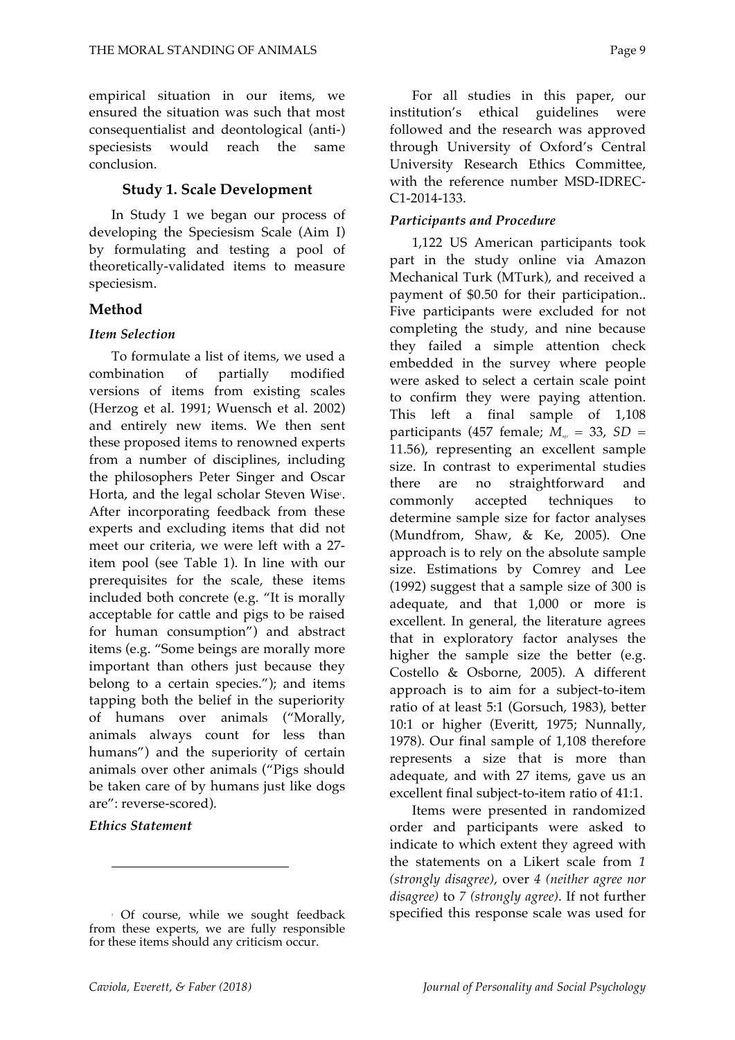empirical situation in our items, we ensured the situation was such that most consequentialist and deontological (anti-) speciesists would reach the same conclusion.

## Study 1. Scale Development

In Study 1 we began our process of developing the Speciesism Scale (Aim I) by formulating and testing a pool of theoretically-validated items to measure speciesism.

## Method

### *Item Selection*

To formulate a list of items, we used a combination of partially modified versions of items from existing scales (Herzog et al. 1991; Wuensch et al. 2002) and entirely new items. We then sent these proposed items to renowned experts from a number of disciplines, including the philosophers Peter Singer and Oscar Horta, and the legal scholar Steven Wise[1]. After incorporating feedback from these experts and excluding items that did not meet our criteria, we were left with a 27-item pool (see Table 1). In line with our prerequisites for the scale, these items included both concrete (e.g. "It is morally acceptable for cattle and pigs to be raised for human consumption") and abstract items (e.g. "Some beings are morally more important than others just because they belong to a certain species."); and items tapping both the belief in the superiority of humans over animals ("Morally, animals always count for less than humans") and the superiority of certain animals over other animals ("Pigs should be taken care of by humans just like dogs are": reverse-scored).

### *Ethics Statement*

For all studies in this paper, our institution's ethical guidelines were followed and the research was approved through University of Oxford's Central University Research Ethics Committee, with the reference number MSD-IDREC-C1-2014-133.

### *Participants and Procedure*

1,122 US American participants took part in the study online via Amazon Mechanical Turk (MTurk), and received a payment of $0.50 for their participation.. Five participants were excluded for not completing the study, and nine because they failed a simple attention check embedded in the survey where people were asked to select a certain scale point to confirm they were paying attention. This left a final sample of 1,108 participants (457 female; $M_{age}$ = 33, *SD* = 11.56), representing an excellent sample size. In contrast to experimental studies there are no straightforward and commonly accepted techniques to determine sample size for factor analyses (Mundfrom, Shaw, & Ke, 2005). One approach is to rely on the absolute sample size. Estimations by Comrey and Lee (1992) suggest that a sample size of 300 is adequate, and that 1,000 or more is excellent. In general, the literature agrees that in exploratory factor analyses the higher the sample size the better (e.g. Costello & Osborne, 2005). A different approach is to aim for a subject-to-item ratio of at least 5:1 (Gorsuch, 1983), better 10:1 or higher (Everitt, 1975; Nunnally, 1978). Our final sample of 1,108 therefore represents a size that is more than adequate, and with 27 items, gave us an excellent final subject-to-item ratio of 41:1.

Items were presented in randomized order and participants were asked to indicate to which extent they agreed with the statements on a Likert scale from *1 (strongly disagree)*, over *4 (neither agree nor disagree)* to *7 (strongly agree)*. If not further specified this response scale was used for

[1] Of course, while we sought feedback from these experts, we are fully responsible for these items should any criticism occur.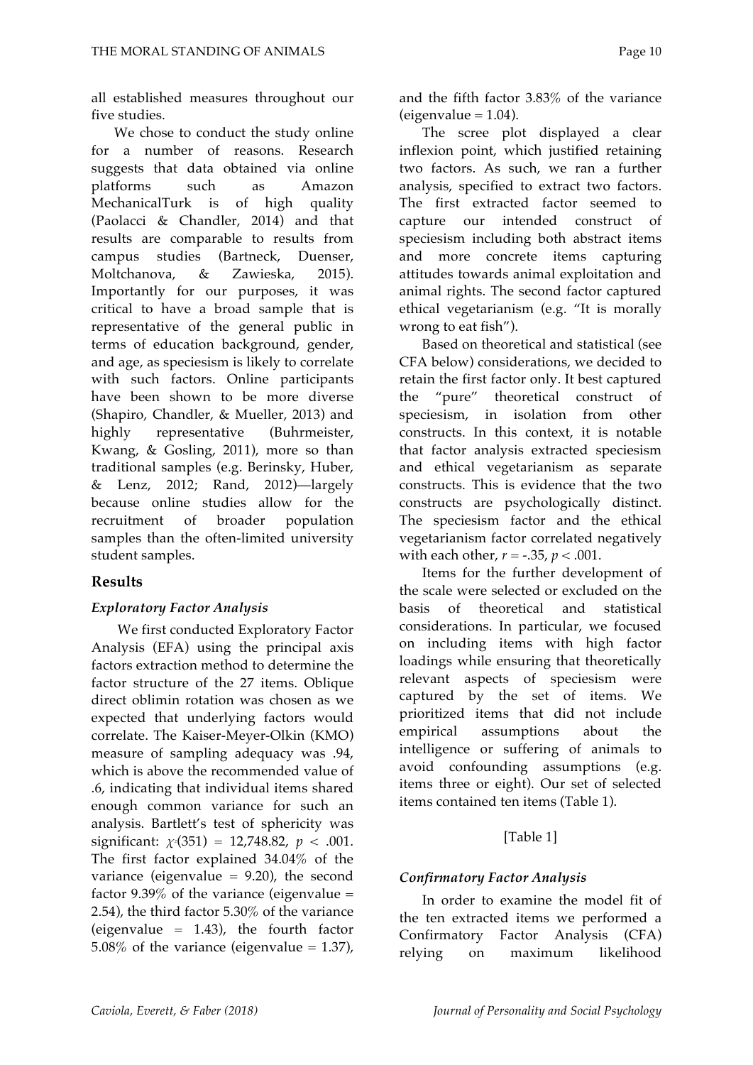all established measures throughout our five studies.

We chose to conduct the study online for a number of reasons. Research suggests that data obtained via online platforms such as Amazon MechanicalTurk is of high quality (Paolacci & Chandler, 2014) and that results are comparable to results from campus studies (Bartneck, Duenser, Moltchanova, & Zawieska, 2015). Importantly for our purposes, it was critical to have a broad sample that is representative of the general public in terms of education background, gender, and age, as speciesism is likely to correlate with such factors. Online participants have been shown to be more diverse (Shapiro, Chandler, & Mueller, 2013) and highly representative (Buhrmeister, Kwang, & Gosling, 2011), more so than traditional samples (e.g. Berinsky, Huber, & Lenz, 2012; Rand, 2012)—largely because online studies allow for the recruitment of broader population samples than the often-limited university student samples.

## Results

### *Exploratory Factor Analysis*

We first conducted Exploratory Factor Analysis (EFA) using the principal axis factors extraction method to determine the factor structure of the 27 items. Oblique direct oblimin rotation was chosen as we expected that underlying factors would correlate. The Kaiser-Meyer-Olkin (KMO) measure of sampling adequacy was .94, which is above the recommended value of .6, indicating that individual items shared enough common variance for such an analysis. Bartlett's test of sphericity was significant: $\chi^2(351) = 12{,}748.82$, $p < .001$. The first factor explained 34.04% of the variance (eigenvalue = 9.20), the second factor 9.39% of the variance (eigenvalue = 2.54), the third factor 5.30% of the variance (eigenvalue = 1.43), the fourth factor 5.08% of the variance (eigenvalue = 1.37), and the fifth factor 3.83% of the variance (eigenvalue = 1.04).

The scree plot displayed a clear inflexion point, which justified retaining two factors. As such, we ran a further analysis, specified to extract two factors. The first extracted factor seemed to capture our intended construct of speciesism including both abstract items and more concrete items capturing attitudes towards animal exploitation and animal rights. The second factor captured ethical vegetarianism (e.g. "It is morally wrong to eat fish").

Based on theoretical and statistical (see CFA below) considerations, we decided to retain the first factor only. It best captured the "pure" theoretical construct of speciesism, in isolation from other constructs. In this context, it is notable that factor analysis extracted speciesism and ethical vegetarianism as separate constructs. This is evidence that the two constructs are psychologically distinct. The speciesism factor and the ethical vegetarianism factor correlated negatively with each other, $r = -.35$, $p < .001$.

Items for the further development of the scale were selected or excluded on the basis of theoretical and statistical considerations. In particular, we focused on including items with high factor loadings while ensuring that theoretically relevant aspects of speciesism were captured by the set of items. We prioritized items that did not include empirical assumptions about the intelligence or suffering of animals to avoid confounding assumptions (e.g. items three or eight). Our set of selected items contained ten items (Table 1).

[Table 1]

### *Confirmatory Factor Analysis*

In order to examine the model fit of the ten extracted items we performed a Confirmatory Factor Analysis (CFA) relying on maximum likelihood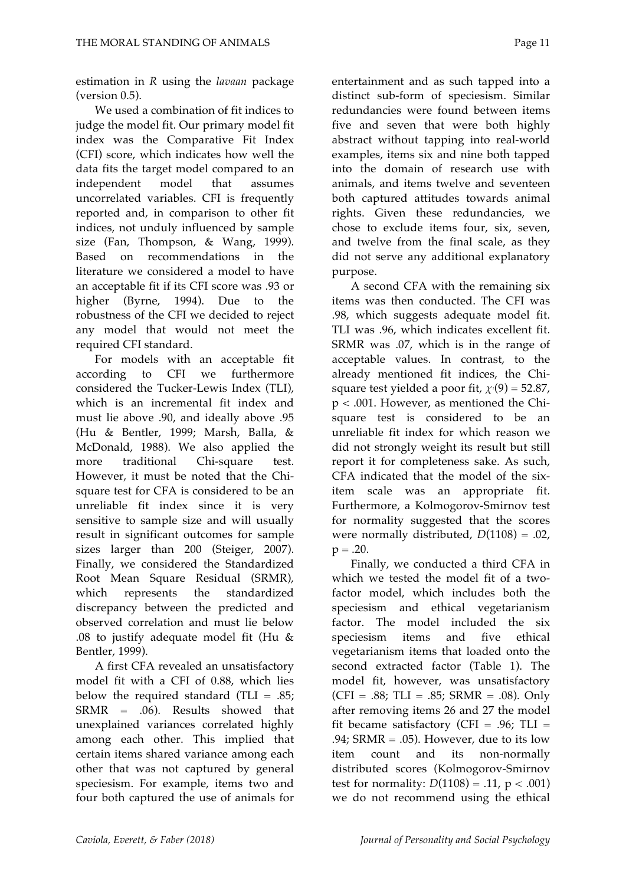estimation in *R* using the *lavaan* package (version 0.5).

We used a combination of fit indices to judge the model fit. Our primary model fit index was the Comparative Fit Index (CFI) score, which indicates how well the data fits the target model compared to an independent model that assumes uncorrelated variables. CFI is frequently reported and, in comparison to other fit indices, not unduly influenced by sample size (Fan, Thompson, & Wang, 1999). Based on recommendations in the literature we considered a model to have an acceptable fit if its CFI score was .93 or higher (Byrne, 1994). Due to the robustness of the CFI we decided to reject any model that would not meet the required CFI standard.

For models with an acceptable fit according to CFI we furthermore considered the Tucker-Lewis Index (TLI), which is an incremental fit index and must lie above .90, and ideally above .95 (Hu & Bentler, 1999; Marsh, Balla, & McDonald, 1988). We also applied the more traditional Chi-square test. However, it must be noted that the Chi-square test for CFA is considered to be an unreliable fit index since it is very sensitive to sample size and will usually result in significant outcomes for sample sizes larger than 200 (Steiger, 2007). Finally, we considered the Standardized Root Mean Square Residual (SRMR), which represents the standardized discrepancy between the predicted and observed correlation and must lie below .08 to justify adequate model fit (Hu & Bentler, 1999).

A first CFA revealed an unsatisfactory model fit with a CFI of 0.88, which lies below the required standard (TLI = .85; SRMR = .06). Results showed that unexplained variances correlated highly among each other. This implied that certain items shared variance among each other that was not captured by general speciesism. For example, items two and four both captured the use of animals for entertainment and as such tapped into a distinct sub-form of speciesism. Similar redundancies were found between items five and seven that were both highly abstract without tapping into real-world examples, items six and nine both tapped into the domain of research use with animals, and items twelve and seventeen both captured attitudes towards animal rights. Given these redundancies, we chose to exclude items four, six, seven, and twelve from the final scale, as they did not serve any additional explanatory purpose.

A second CFA with the remaining six items was then conducted. The CFI was .98, which suggests adequate model fit. TLI was .96, which indicates excellent fit. SRMR was .07, which is in the range of acceptable values. In contrast, to the already mentioned fit indices, the Chi-square test yielded a poor fit, $\chi^2(9) = 52.87$, $p < .001$. However, as mentioned the Chi-square test is considered to be an unreliable fit index for which reason we did not strongly weight its result but still report it for completeness sake. As such, CFA indicated that the model of the six-item scale was an appropriate fit. Furthermore, a Kolmogorov-Smirnov test for normality suggested that the scores were normally distributed, $D(1108) = .02$, $p = .20$.

Finally, we conducted a third CFA in which we tested the model fit of a two-factor model, which includes both the speciesism and ethical vegetarianism factor. The model included the six speciesism items and five ethical vegetarianism items that loaded onto the second extracted factor (Table 1). The model fit, however, was unsatisfactory (CFI = .88; TLI = .85; SRMR = .08). Only after removing items 26 and 27 the model fit became satisfactory (CFI = .96; TLI = .94; SRMR = .05). However, due to its low item count and its non-normally distributed scores (Kolmogorov-Smirnov test for normality: $D(1108) = .11$, $p < .001$) we do not recommend using the ethical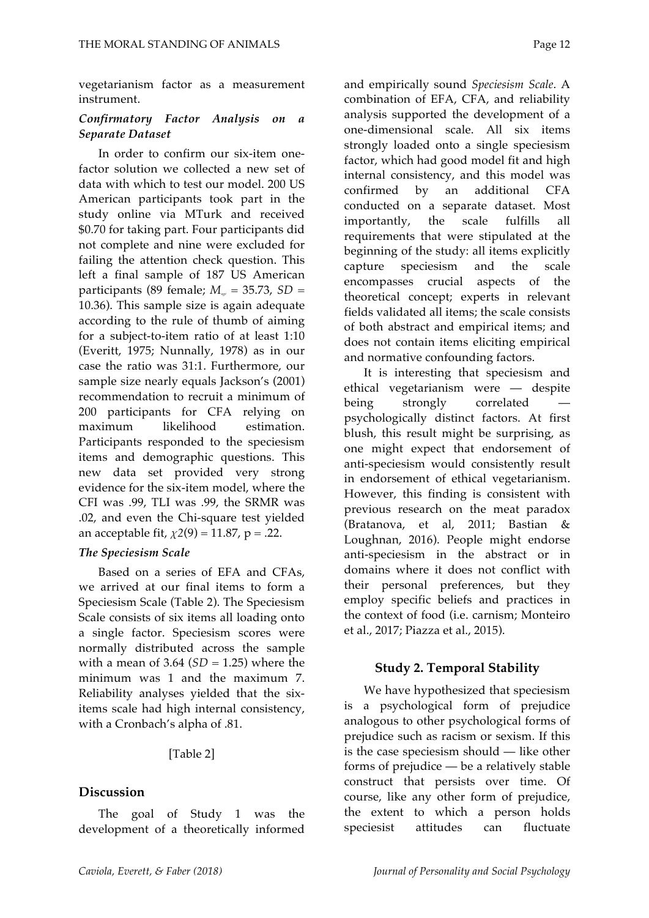vegetarianism factor as a measurement instrument.

### *Confirmatory Factor Analysis on a Separate Dataset*

In order to confirm our six-item one-factor solution we collected a new set of data with which to test our model. 200 US American participants took part in the study online via MTurk and received \$0.70 for taking part. Four participants did not complete and nine were excluded for failing the attention check question. This left a final sample of 187 US American participants (89 female; $M_{age}$ = 35.73, *SD* = 10.36). This sample size is again adequate according to the rule of thumb of aiming for a subject-to-item ratio of at least 1:10 (Everitt, 1975; Nunnally, 1978) as in our case the ratio was 31:1. Furthermore, our sample size nearly equals Jackson's (2001) recommendation to recruit a minimum of 200 participants for CFA relying on maximum likelihood estimation. Participants responded to the speciesism items and demographic questions. This new data set provided very strong evidence for the six-item model, where the CFI was .99, TLI was .99, the SRMR was .02, and even the Chi-square test yielded an acceptable fit, $\chi 2(9) = 11.87$, $p = .22$.

### *The Speciesism Scale*

Based on a series of EFA and CFAs, we arrived at our final items to form a Speciesism Scale (Table 2). The Speciesism Scale consists of six items all loading onto a single factor. Speciesism scores were normally distributed across the sample with a mean of 3.64 (*SD* = 1.25) where the minimum was 1 and the maximum 7. Reliability analyses yielded that the six-items scale had high internal consistency, with a Cronbach's alpha of .81.

[Table 2]

## Discussion

The goal of Study 1 was the development of a theoretically informed and empirically sound *Speciesism Scale*. A combination of EFA, CFA, and reliability analysis supported the development of a one-dimensional scale. All six items strongly loaded onto a single speciesism factor, which had good model fit and high internal consistency, and this model was confirmed by an additional CFA conducted on a separate dataset. Most importantly, the scale fulfills all requirements that were stipulated at the beginning of the study: all items explicitly capture speciesism and the scale encompasses crucial aspects of the theoretical concept; experts in relevant fields validated all items; the scale consists of both abstract and empirical items; and does not contain items eliciting empirical and normative confounding factors.

It is interesting that speciesism and ethical vegetarianism were — despite being strongly correlated — psychologically distinct factors. At first blush, this result might be surprising, as one might expect that endorsement of anti-speciesism would consistently result in endorsement of ethical vegetarianism. However, this finding is consistent with previous research on the meat paradox (Bratanova, et al, 2011; Bastian & Loughnan, 2016). People might endorse anti-speciesism in the abstract or in domains where it does not conflict with their personal preferences, but they employ specific beliefs and practices in the context of food (i.e. carnism; Monteiro et al., 2017; Piazza et al., 2015).

## Study 2. Temporal Stability

We have hypothesized that speciesism is a psychological form of prejudice analogous to other psychological forms of prejudice such as racism or sexism. If this is the case speciesism should — like other forms of prejudice — be a relatively stable construct that persists over time. Of course, like any other form of prejudice, the extent to which a person holds speciesist attitudes can fluctuate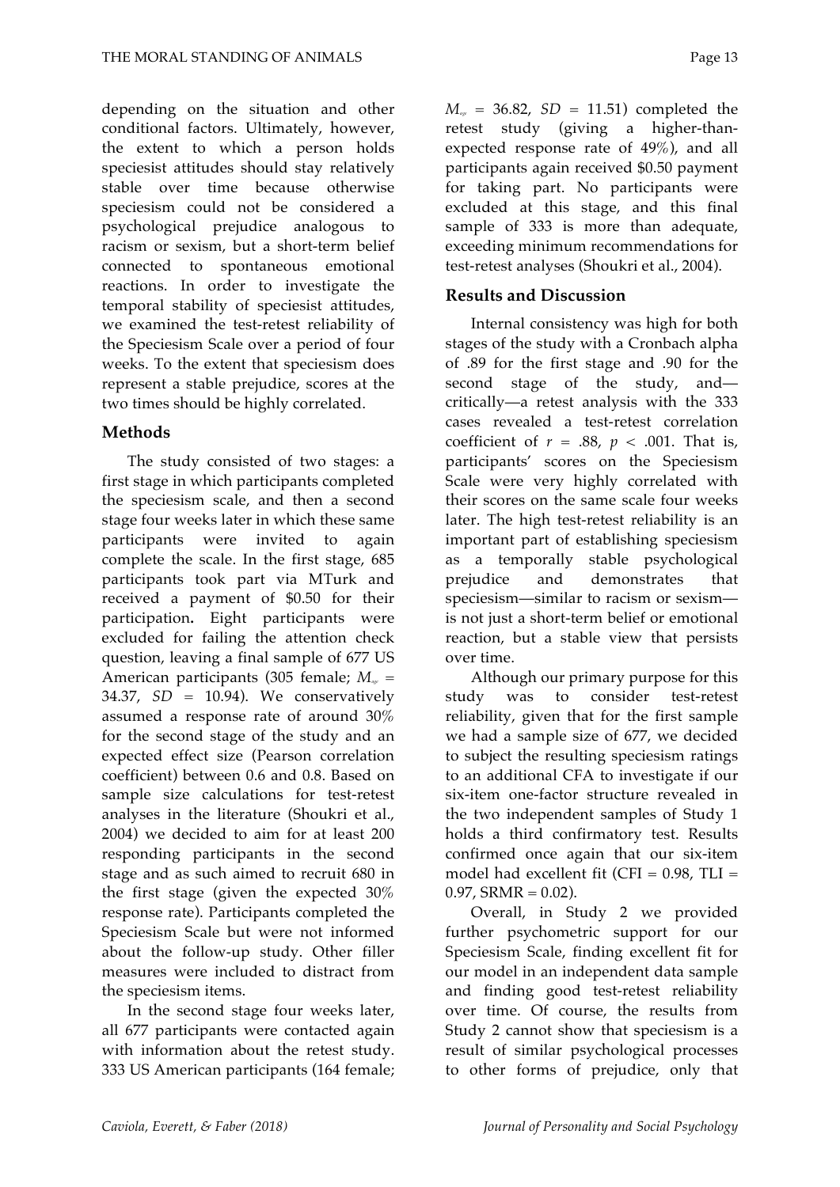depending on the situation and other conditional factors. Ultimately, however, the extent to which a person holds speciesist attitudes should stay relatively stable over time because otherwise speciesism could not be considered a psychological prejudice analogous to racism or sexism, but a short-term belief connected to spontaneous emotional reactions. In order to investigate the temporal stability of speciesist attitudes, we examined the test-retest reliability of the Speciesism Scale over a period of four weeks. To the extent that speciesism does represent a stable prejudice, scores at the two times should be highly correlated.

## Methods

The study consisted of two stages: a first stage in which participants completed the speciesism scale, and then a second stage four weeks later in which these same participants were invited to again complete the scale. In the first stage, 685 participants took part via MTurk and received a payment of $0.50 for their participation**.** Eight participants were excluded for failing the attention check question, leaving a final sample of 677 US American participants (305 female; $M_{age}$ = 34.37, *SD* = 10.94). We conservatively assumed a response rate of around 30% for the second stage of the study and an expected effect size (Pearson correlation coefficient) between 0.6 and 0.8. Based on sample size calculations for test-retest analyses in the literature (Shoukri et al., 2004) we decided to aim for at least 200 responding participants in the second stage and as such aimed to recruit 680 in the first stage (given the expected 30% response rate). Participants completed the Speciesism Scale but were not informed about the follow-up study. Other filler measures were included to distract from the speciesism items.

In the second stage four weeks later, all 677 participants were contacted again with information about the retest study. 333 US American participants (164 female; $M_{age}$ = 36.82, *SD* = 11.51) completed the retest study (giving a higher-than-expected response rate of 49%), and all participants again received $0.50 payment for taking part. No participants were excluded at this stage, and this final sample of 333 is more than adequate, exceeding minimum recommendations for test-retest analyses (Shoukri et al., 2004).

## Results and Discussion

Internal consistency was high for both stages of the study with a Cronbach alpha of .89 for the first stage and .90 for the second stage of the study, and—critically—a retest analysis with the 333 cases revealed a test-retest correlation coefficient of $r$ = .88, $p$ < .001. That is, participants' scores on the Speciesism Scale were very highly correlated with their scores on the same scale four weeks later. The high test-retest reliability is an important part of establishing speciesism as a temporally stable psychological prejudice and demonstrates that speciesism—similar to racism or sexism—is not just a short-term belief or emotional reaction, but a stable view that persists over time.

Although our primary purpose for this study was to consider test-retest reliability, given that for the first sample we had a sample size of 677, we decided to subject the resulting speciesism ratings to an additional CFA to investigate if our six-item one-factor structure revealed in the two independent samples of Study 1 holds a third confirmatory test. Results confirmed once again that our six-item model had excellent fit (CFI = 0.98, TLI = 0.97, SRMR = 0.02).

Overall, in Study 2 we provided further psychometric support for our Speciesism Scale, finding excellent fit for our model in an independent data sample and finding good test-retest reliability over time. Of course, the results from Study 2 cannot show that speciesism is a result of similar psychological processes to other forms of prejudice, only that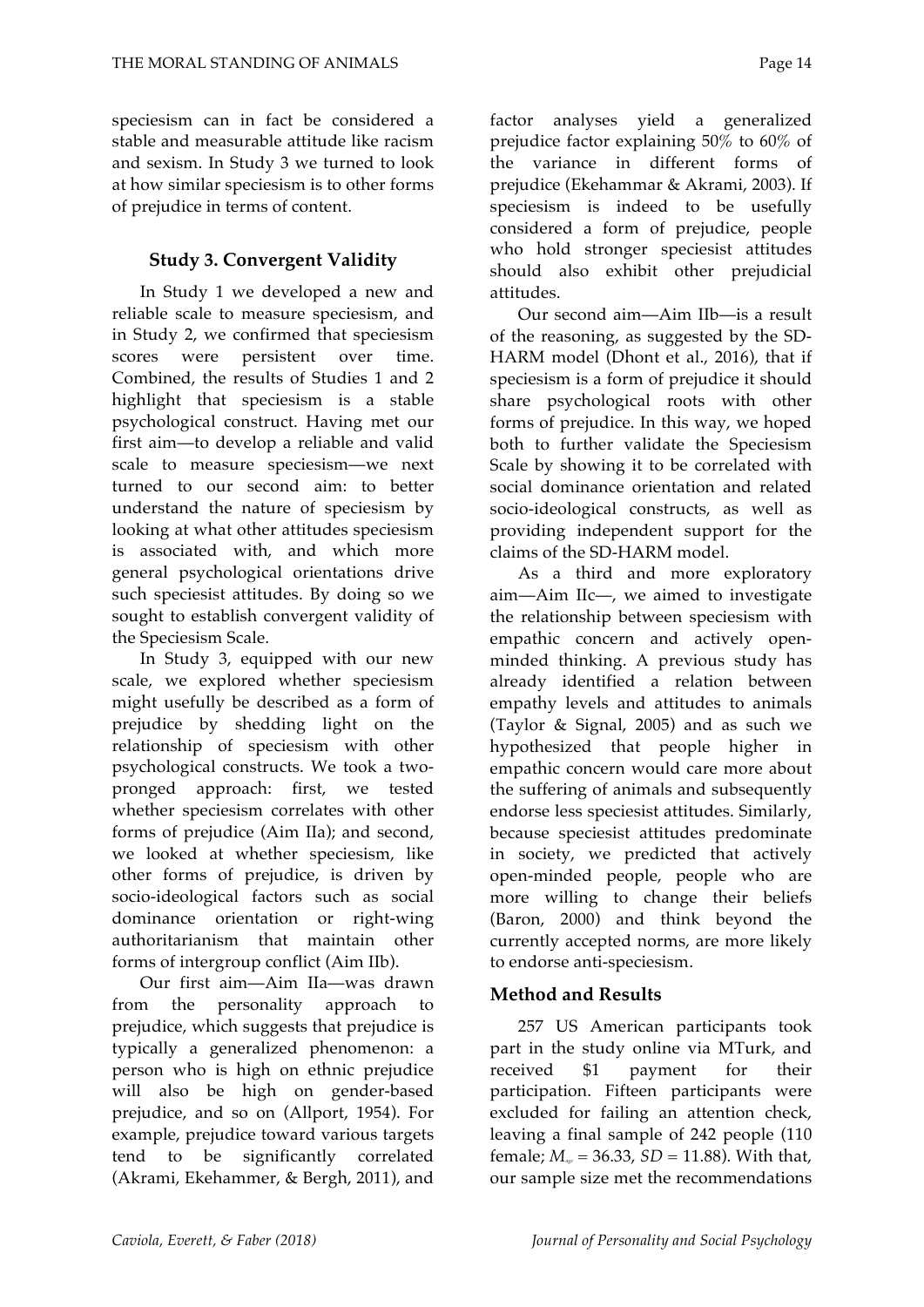speciesism can in fact be considered a stable and measurable attitude like racism and sexism. In Study 3 we turned to look at how similar speciesism is to other forms of prejudice in terms of content.

## Study 3. Convergent Validity

In Study 1 we developed a new and reliable scale to measure speciesism, and in Study 2, we confirmed that speciesism scores were persistent over time. Combined, the results of Studies 1 and 2 highlight that speciesism is a stable psychological construct. Having met our first aim—to develop a reliable and valid scale to measure speciesism—we next turned to our second aim: to better understand the nature of speciesism by looking at what other attitudes speciesism is associated with, and which more general psychological orientations drive such speciesist attitudes. By doing so we sought to establish convergent validity of the Speciesism Scale.

In Study 3, equipped with our new scale, we explored whether speciesism might usefully be described as a form of prejudice by shedding light on the relationship of speciesism with other psychological constructs. We took a two-pronged approach: first, we tested whether speciesism correlates with other forms of prejudice (Aim IIa); and second, we looked at whether speciesism, like other forms of prejudice, is driven by socio-ideological factors such as social dominance orientation or right-wing authoritarianism that maintain other forms of intergroup conflict (Aim IIb).

Our first aim—Aim IIa—was drawn from the personality approach to prejudice, which suggests that prejudice is typically a generalized phenomenon: a person who is high on ethnic prejudice will also be high on gender-based prejudice, and so on (Allport, 1954). For example, prejudice toward various targets tend to be significantly correlated (Akrami, Ekehammer, & Bergh, 2011), and factor analyses yield a generalized prejudice factor explaining 50% to 60% of the variance in different forms of prejudice (Ekehammar & Akrami, 2003). If speciesism is indeed to be usefully considered a form of prejudice, people who hold stronger speciesist attitudes should also exhibit other prejudicial attitudes.

Our second aim—Aim IIb—is a result of the reasoning, as suggested by the SD-HARM model (Dhont et al., 2016), that if speciesism is a form of prejudice it should share psychological roots with other forms of prejudice. In this way, we hoped both to further validate the Speciesism Scale by showing it to be correlated with social dominance orientation and related socio-ideological constructs, as well as providing independent support for the claims of the SD-HARM model.

As a third and more exploratory aim—Aim IIc—, we aimed to investigate the relationship between speciesism with empathic concern and actively open-minded thinking. A previous study has already identified a relation between empathy levels and attitudes to animals (Taylor & Signal, 2005) and as such we hypothesized that people higher in empathic concern would care more about the suffering of animals and subsequently endorse less speciesist attitudes. Similarly, because speciesist attitudes predominate in society, we predicted that actively open-minded people, people who are more willing to change their beliefs (Baron, 2000) and think beyond the currently accepted norms, are more likely to endorse anti-speciesism.

### Method and Results

257 US American participants took part in the study online via MTurk, and received $1 payment for their participation. Fifteen participants were excluded for failing an attention check, leaving a final sample of 242 people (110 female; $M_{age}$ = 36.33, $SD$ = 11.88). With that, our sample size met the recommendations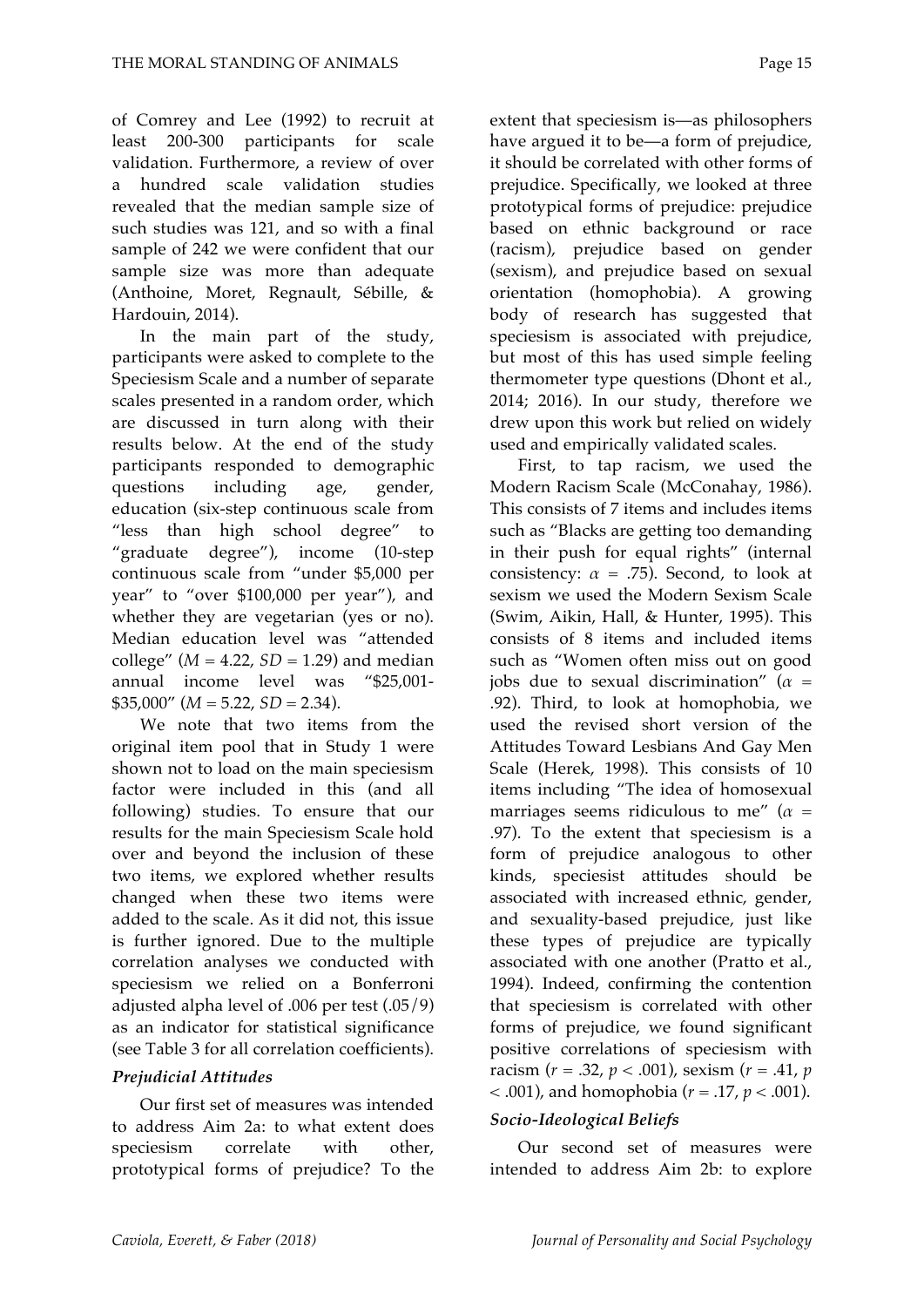of Comrey and Lee (1992) to recruit at least 200-300 participants for scale validation. Furthermore, a review of over a hundred scale validation studies revealed that the median sample size of such studies was 121, and so with a final sample of 242 we were confident that our sample size was more than adequate (Anthoine, Moret, Regnault, Sébille, & Hardouin, 2014).

In the main part of the study, participants were asked to complete to the Speciesism Scale and a number of separate scales presented in a random order, which are discussed in turn along with their results below. At the end of the study participants responded to demographic questions including age, gender, education (six-step continuous scale from "less than high school degree" to "graduate degree"), income (10-step continuous scale from "under $5,000 per year" to "over $100,000 per year"), and whether they are vegetarian (yes or no). Median education level was "attended college" ($M = 4.22$, $SD = 1.29$) and median annual income level was "$25,001-$35,000" ($M = 5.22$, $SD = 2.34$).

We note that two items from the original item pool that in Study 1 were shown not to load on the main speciesism factor were included in this (and all following) studies. To ensure that our results for the main Speciesism Scale hold over and beyond the inclusion of these two items, we explored whether results changed when these two items were added to the scale. As it did not, this issue is further ignored. Due to the multiple correlation analyses we conducted with speciesism we relied on a Bonferroni adjusted alpha level of .006 per test (.05/9) as an indicator for statistical significance (see Table 3 for all correlation coefficients).

### *Prejudicial Attitudes*

Our first set of measures was intended to address Aim 2a: to what extent does speciesism correlate with other, prototypical forms of prejudice? To the extent that speciesism is—as philosophers have argued it to be—a form of prejudice, it should be correlated with other forms of prejudice. Specifically, we looked at three prototypical forms of prejudice: prejudice based on ethnic background or race (racism), prejudice based on gender (sexism), and prejudice based on sexual orientation (homophobia). A growing body of research has suggested that speciesism is associated with prejudice, but most of this has used simple feeling thermometer type questions (Dhont et al., 2014; 2016). In our study, therefore we drew upon this work but relied on widely used and empirically validated scales.

First, to tap racism, we used the Modern Racism Scale (McConahay, 1986). This consists of 7 items and includes items such as "Blacks are getting too demanding in their push for equal rights" (internal consistency: $\alpha = .75$). Second, to look at sexism we used the Modern Sexism Scale (Swim, Aikin, Hall, & Hunter, 1995). This consists of 8 items and included items such as "Women often miss out on good jobs due to sexual discrimination" ($\alpha = .92$). Third, to look at homophobia, we used the revised short version of the Attitudes Toward Lesbians And Gay Men Scale (Herek, 1998). This consists of 10 items including "The idea of homosexual marriages seems ridiculous to me" ($\alpha = .97$). To the extent that speciesism is a form of prejudice analogous to other kinds, speciesist attitudes should be associated with increased ethnic, gender, and sexuality-based prejudice, just like these types of prejudice are typically associated with one another (Pratto et al., 1994). Indeed, confirming the contention that speciesism is correlated with other forms of prejudice, we found significant positive correlations of speciesism with racism ($r = .32$, $p < .001$), sexism ($r = .41$, $p < .001$), and homophobia ($r = .17$, $p < .001$).

### *Socio-Ideological Beliefs*

Our second set of measures were intended to address Aim 2b: to explore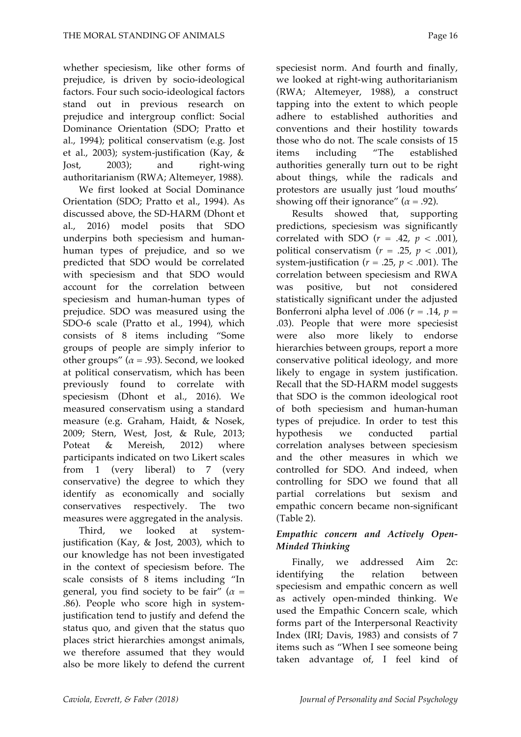whether speciesism, like other forms of prejudice, is driven by socio-ideological factors. Four such socio-ideological factors stand out in previous research on prejudice and intergroup conflict: Social Dominance Orientation (SDO; Pratto et al., 1994); political conservatism (e.g. Jost et al., 2003); system-justification (Kay, & Jost, 2003); and right-wing authoritarianism (RWA; Altemeyer, 1988).

We first looked at Social Dominance Orientation (SDO; Pratto et al., 1994). As discussed above, the SD-HARM (Dhont et al., 2016) model posits that SDO underpins both speciesism and human-human types of prejudice, and so we predicted that SDO would be correlated with speciesism and that SDO would account for the correlation between speciesism and human-human types of prejudice. SDO was measured using the SDO-6 scale (Pratto et al., 1994), which consists of 8 items including "Some groups of people are simply inferior to other groups" ($\alpha = .93$). Second, we looked at political conservatism, which has been previously found to correlate with speciesism (Dhont et al., 2016). We measured conservatism using a standard measure (e.g. Graham, Haidt, & Nosek, 2009; Stern, West, Jost, & Rule, 2013; Poteat & Mereish, 2012) where participants indicated on two Likert scales from 1 (very liberal) to 7 (very conservative) the degree to which they identify as economically and socially conservatives respectively. The two measures were aggregated in the analysis.

Third, we looked at system-justification (Kay, & Jost, 2003), which to our knowledge has not been investigated in the context of speciesism before. The scale consists of 8 items including "In general, you find society to be fair" ($\alpha = .86$). People who score high in system-justification tend to justify and defend the status quo, and given that the status quo places strict hierarchies amongst animals, we therefore assumed that they would also be more likely to defend the current speciesist norm. And fourth and finally, we looked at right-wing authoritarianism (RWA; Altemeyer, 1988), a construct tapping into the extent to which people adhere to established authorities and conventions and their hostility towards those who do not. The scale consists of 15 items including "The established authorities generally turn out to be right about things, while the radicals and protestors are usually just 'loud mouths' showing off their ignorance" ($\alpha = .92$).

Results showed that, supporting predictions, speciesism was significantly correlated with SDO ($r = .42$, $p < .001$), political conservatism ($r = .25$, $p < .001$), system-justification ($r = .25$, $p < .001$). The correlation between speciesism and RWA was positive, but not considered statistically significant under the adjusted Bonferroni alpha level of .006 ($r = .14$, $p = .03$). People that were more speciesist were also more likely to endorse hierarchies between groups, report a more conservative political ideology, and more likely to engage in system justification. Recall that the SD-HARM model suggests that SDO is the common ideological root of both speciesism and human-human types of prejudice. In order to test this hypothesis we conducted partial correlation analyses between speciesism and the other measures in which we controlled for SDO. And indeed, when controlling for SDO we found that all partial correlations but sexism and empathic concern became non-significant (Table 2).

### *Empathic concern and Actively Open-Minded Thinking*

Finally, we addressed Aim 2c: identifying the relation between speciesism and empathic concern as well as actively open-minded thinking. We used the Empathic Concern scale, which forms part of the Interpersonal Reactivity Index (IRI; Davis, 1983) and consists of 7 items such as "When I see someone being taken advantage of, I feel kind of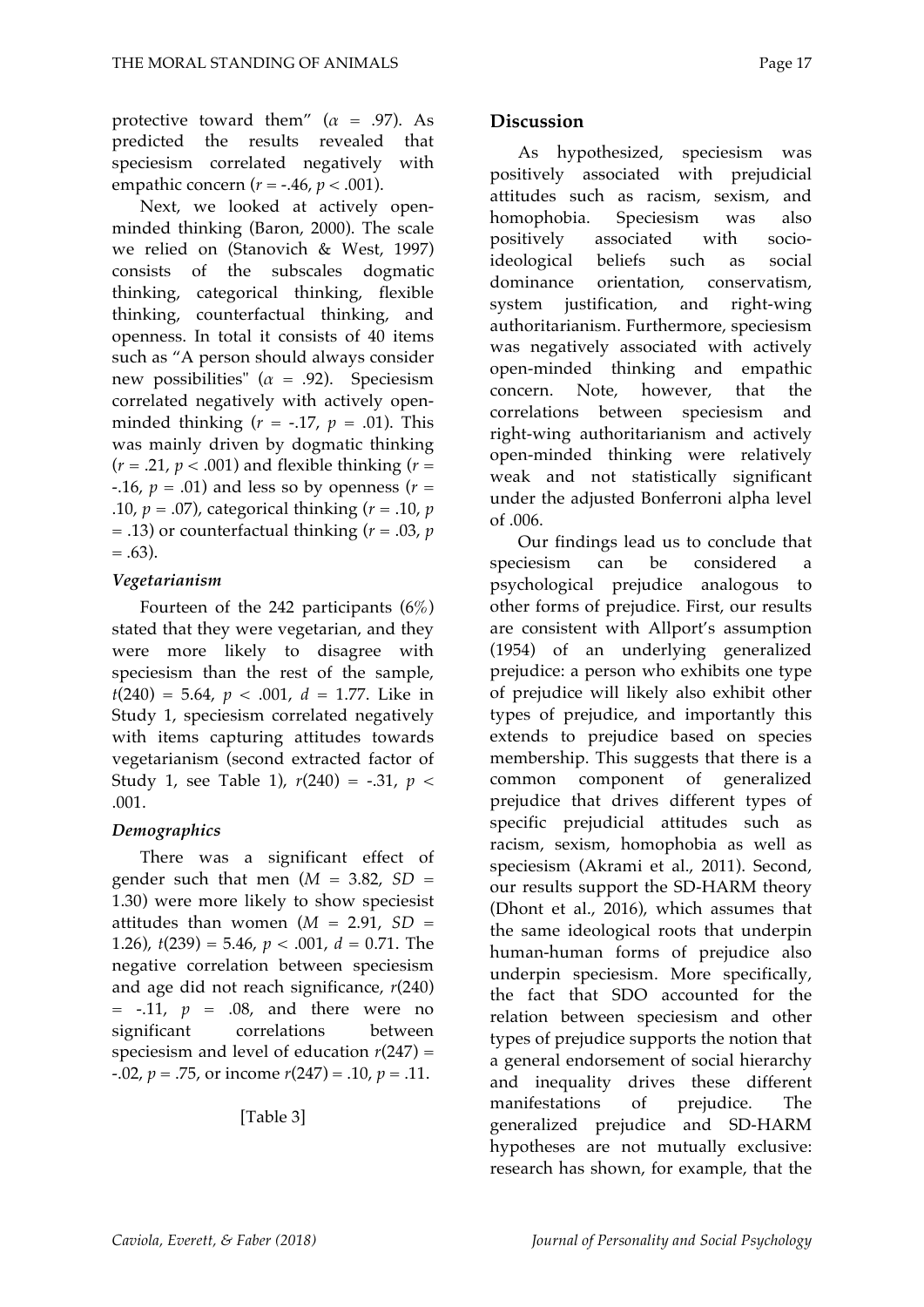protective toward them" ($\alpha$ = .97). As predicted the results revealed that speciesism correlated negatively with empathic concern ($r$ = -.46, $p$ < .001).

Next, we looked at actively open-minded thinking (Baron, 2000). The scale we relied on (Stanovich & West, 1997) consists of the subscales dogmatic thinking, categorical thinking, flexible thinking, counterfactual thinking, and openness. In total it consists of 40 items such as "A person should always consider new possibilities" ($\alpha$ = .92). Speciesism correlated negatively with actively open-minded thinking ($r$ = -.17, $p$ = .01). This was mainly driven by dogmatic thinking ($r$ = .21, $p$ < .001) and flexible thinking ($r$ = -.16, $p$ = .01) and less so by openness ($r$ = .10, $p$ = .07), categorical thinking ($r$ = .10, $p$ = .13) or counterfactual thinking ($r$ = .03, $p$ = .63).

### *Vegetarianism*

Fourteen of the 242 participants (6%) stated that they were vegetarian, and they were more likely to disagree with speciesism than the rest of the sample, $t(240)$ = 5.64, $p$ < .001, $d$ = 1.77. Like in Study 1, speciesism correlated negatively with items capturing attitudes towards vegetarianism (second extracted factor of Study 1, see Table 1), $r(240)$ = -.31, $p$ < .001.

### *Demographics*

There was a significant effect of gender such that men ($M$ = 3.82, $SD$ = 1.30) were more likely to show speciesist attitudes than women ($M$ = 2.91, $SD$ = 1.26), $t(239)$ = 5.46, $p$ < .001, $d$ = 0.71. The negative correlation between speciesism and age did not reach significance, $r(240)$ = -.11, $p$ = .08, and there were no significant correlations between speciesism and level of education $r(247)$ = -.02, $p$ = .75, or income $r(247)$ = .10, $p$ = .11.

[Table 3]

## Discussion

As hypothesized, speciesism was positively associated with prejudicial attitudes such as racism, sexism, and homophobia. Speciesism was also positively associated with socio-ideological beliefs such as social dominance orientation, conservatism, system justification, and right-wing authoritarianism. Furthermore, speciesism was negatively associated with actively open-minded thinking and empathic concern. Note, however, that the correlations between speciesism and right-wing authoritarianism and actively open-minded thinking were relatively weak and not statistically significant under the adjusted Bonferroni alpha level of .006.

Our findings lead us to conclude that speciesism can be considered a psychological prejudice analogous to other forms of prejudice. First, our results are consistent with Allport's assumption (1954) of an underlying generalized prejudice: a person who exhibits one type of prejudice will likely also exhibit other types of prejudice, and importantly this extends to prejudice based on species membership. This suggests that there is a common component of generalized prejudice that drives different types of specific prejudicial attitudes such as racism, sexism, homophobia as well as speciesism (Akrami et al., 2011). Second, our results support the SD-HARM theory (Dhont et al., 2016), which assumes that the same ideological roots that underpin human-human forms of prejudice also underpin speciesism. More specifically, the fact that SDO accounted for the relation between speciesism and other types of prejudice supports the notion that a general endorsement of social hierarchy and inequality drives these different manifestations of prejudice. The generalized prejudice and SD-HARM hypotheses are not mutually exclusive: research has shown, for example, that the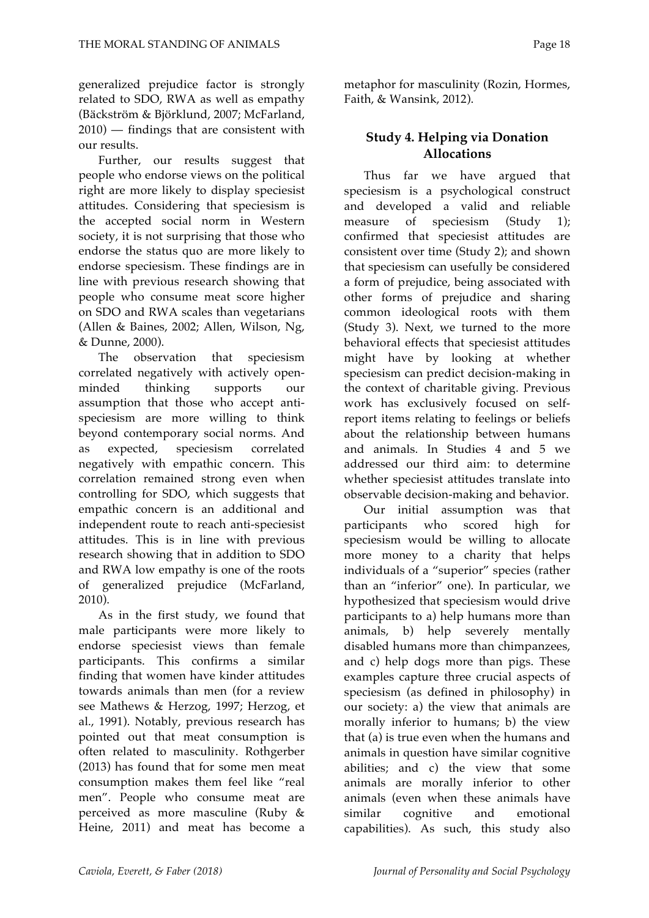generalized prejudice factor is strongly related to SDO, RWA as well as empathy (Bäckström & Björklund, 2007; McFarland, 2010) — findings that are consistent with our results.

Further, our results suggest that people who endorse views on the political right are more likely to display speciesist attitudes. Considering that speciesism is the accepted social norm in Western society, it is not surprising that those who endorse the status quo are more likely to endorse speciesism. These findings are in line with previous research showing that people who consume meat score higher on SDO and RWA scales than vegetarians (Allen & Baines, 2002; Allen, Wilson, Ng, & Dunne, 2000).

The observation that speciesism correlated negatively with actively open-minded thinking supports our assumption that those who accept anti-speciesism are more willing to think beyond contemporary social norms. And as expected, speciesism correlated negatively with empathic concern. This correlation remained strong even when controlling for SDO, which suggests that empathic concern is an additional and independent route to reach anti-speciesist attitudes. This is in line with previous research showing that in addition to SDO and RWA low empathy is one of the roots of generalized prejudice (McFarland, 2010).

As in the first study, we found that male participants were more likely to endorse speciesist views than female participants. This confirms a similar finding that women have kinder attitudes towards animals than men (for a review see Mathews & Herzog, 1997; Herzog, et al., 1991). Notably, previous research has pointed out that meat consumption is often related to masculinity. Rothgerber (2013) has found that for some men meat consumption makes them feel like "real men". People who consume meat are perceived as more masculine (Ruby & Heine, 2011) and meat has become a metaphor for masculinity (Rozin, Hormes, Faith, & Wansink, 2012).

## Study 4. Helping via Donation Allocations

Thus far we have argued that speciesism is a psychological construct and developed a valid and reliable measure of speciesism (Study 1); confirmed that speciesist attitudes are consistent over time (Study 2); and shown that speciesism can usefully be considered a form of prejudice, being associated with other forms of prejudice and sharing common ideological roots with them (Study 3). Next, we turned to the more behavioral effects that speciesist attitudes might have by looking at whether speciesism can predict decision-making in the context of charitable giving. Previous work has exclusively focused on self-report items relating to feelings or beliefs about the relationship between humans and animals. In Studies 4 and 5 we addressed our third aim: to determine whether speciesist attitudes translate into observable decision-making and behavior.

Our initial assumption was that participants who scored high for speciesism would be willing to allocate more money to a charity that helps individuals of a "superior" species (rather than an "inferior" one). In particular, we hypothesized that speciesism would drive participants to a) help humans more than animals, b) help severely mentally disabled humans more than chimpanzees, and c) help dogs more than pigs. These examples capture three crucial aspects of speciesism (as defined in philosophy) in our society: a) the view that animals are morally inferior to humans; b) the view that (a) is true even when the humans and animals in question have similar cognitive abilities; and c) the view that some animals are morally inferior to other animals (even when these animals have similar cognitive and emotional capabilities). As such, this study also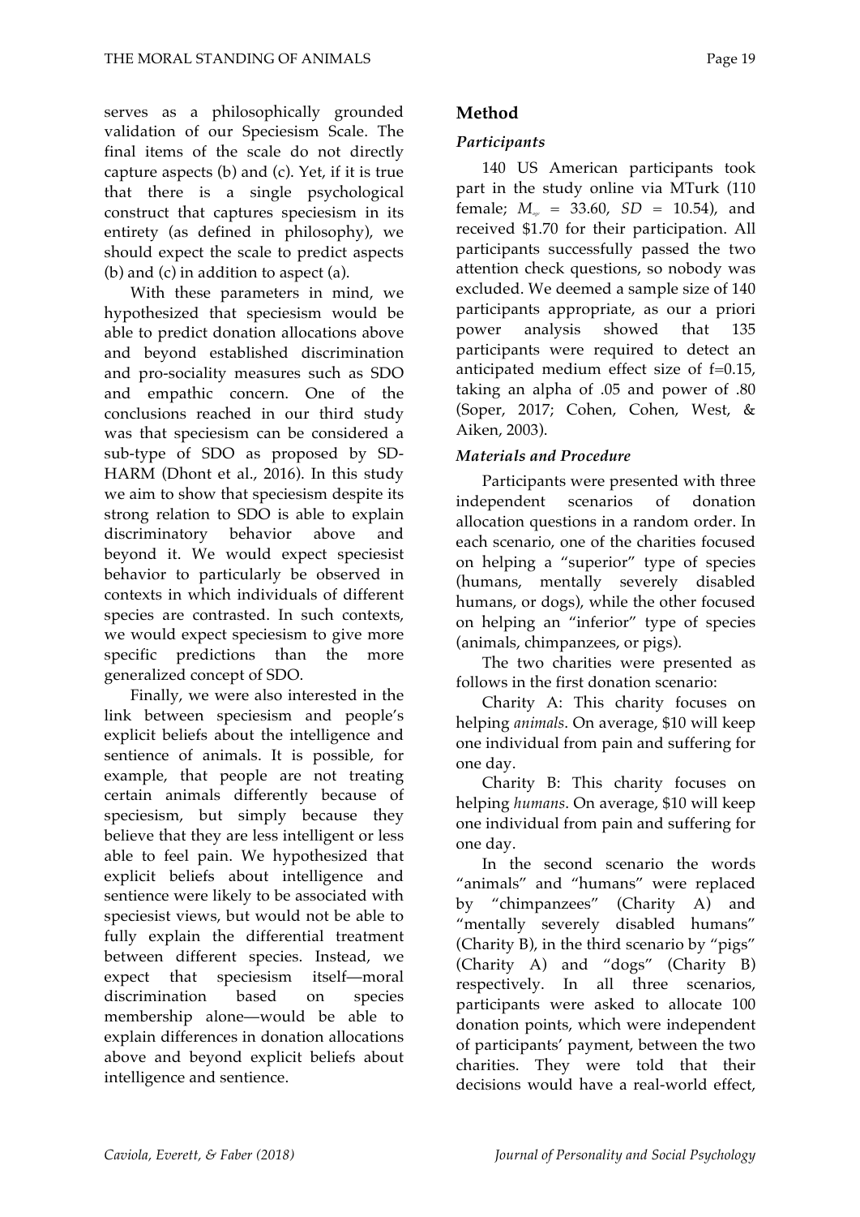serves as a philosophically grounded validation of our Speciesism Scale. The final items of the scale do not directly capture aspects (b) and (c). Yet, if it is true that there is a single psychological construct that captures speciesism in its entirety (as defined in philosophy), we should expect the scale to predict aspects (b) and (c) in addition to aspect (a).

With these parameters in mind, we hypothesized that speciesism would be able to predict donation allocations above and beyond established discrimination and pro-sociality measures such as SDO and empathic concern. One of the conclusions reached in our third study was that speciesism can be considered a sub-type of SDO as proposed by SD-HARM (Dhont et al., 2016). In this study we aim to show that speciesism despite its strong relation to SDO is able to explain discriminatory behavior above and beyond it. We would expect speciesist behavior to particularly be observed in contexts in which individuals of different species are contrasted. In such contexts, we would expect speciesism to give more specific predictions than the more generalized concept of SDO.

Finally, we were also interested in the link between speciesism and people's explicit beliefs about the intelligence and sentience of animals. It is possible, for example, that people are not treating certain animals differently because of speciesism, but simply because they believe that they are less intelligent or less able to feel pain. We hypothesized that explicit beliefs about intelligence and sentience were likely to be associated with speciesist views, but would not be able to fully explain the differential treatment between different species. Instead, we expect that speciesism itself—moral discrimination based on species membership alone—would be able to explain differences in donation allocations above and beyond explicit beliefs about intelligence and sentience.

## Method

### *Participants*

140 US American participants took part in the study online via MTurk (110 female; $M_{age}$ = 33.60, *SD* = 10.54), and received $1.70 for their participation. All participants successfully passed the two attention check questions, so nobody was excluded. We deemed a sample size of 140 participants appropriate, as our a priori power analysis showed that 135 participants were required to detect an anticipated medium effect size of f=0.15, taking an alpha of .05 and power of .80 (Soper, 2017; Cohen, Cohen, West, & Aiken, 2003).

### *Materials and Procedure*

Participants were presented with three independent scenarios of donation allocation questions in a random order. In each scenario, one of the charities focused on helping a "superior" type of species (humans, mentally severely disabled humans, or dogs), while the other focused on helping an "inferior" type of species (animals, chimpanzees, or pigs).

The two charities were presented as follows in the first donation scenario:

Charity A: This charity focuses on helping *animals*. On average, $10 will keep one individual from pain and suffering for one day.

Charity B: This charity focuses on helping *humans*. On average, $10 will keep one individual from pain and suffering for one day.

In the second scenario the words "animals" and "humans" were replaced by "chimpanzees" (Charity A) and "mentally severely disabled humans" (Charity B), in the third scenario by "pigs" (Charity A) and "dogs" (Charity B) respectively. In all three scenarios, participants were asked to allocate 100 donation points, which were independent of participants' payment, between the two charities. They were told that their decisions would have a real-world effect,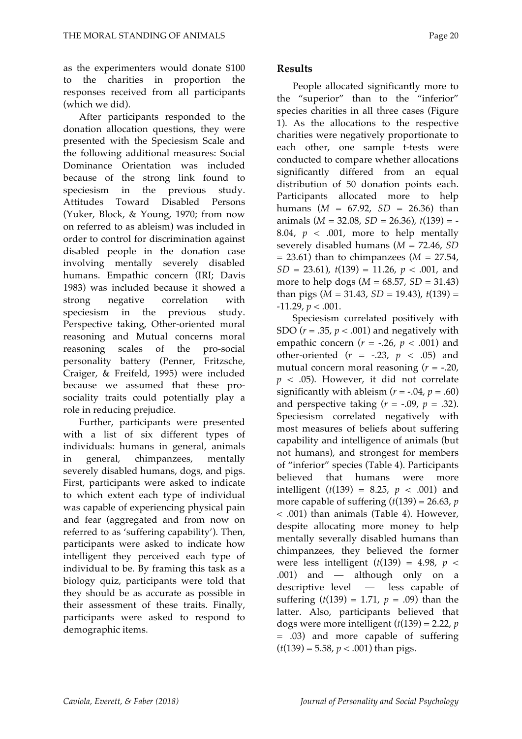as the experimenters would donate \$100 to the charities in proportion the responses received from all participants (which we did).

After participants responded to the donation allocation questions, they were presented with the Speciesism Scale and the following additional measures: Social Dominance Orientation was included because of the strong link found to speciesism in the previous study. Attitudes Toward Disabled Persons (Yuker, Block, & Young, 1970; from now on referred to as ableism) was included in order to control for discrimination against disabled people in the donation case involving mentally severely disabled humans. Empathic concern (IRI; Davis 1983) was included because it showed a strong negative correlation with speciesism in the previous study. Perspective taking, Other-oriented moral reasoning and Mutual concerns moral reasoning scales of the pro-social personality battery (Penner, Fritzsche, Craiger, & Freifeld, 1995) were included because we assumed that these pro-sociality traits could potentially play a role in reducing prejudice.

Further, participants were presented with a list of six different types of individuals: humans in general, animals in general, chimpanzees, mentally severely disabled humans, dogs, and pigs. First, participants were asked to indicate to which extent each type of individual was capable of experiencing physical pain and fear (aggregated and from now on referred to as 'suffering capability'). Then, participants were asked to indicate how intelligent they perceived each type of individual to be. By framing this task as a biology quiz, participants were told that they should be as accurate as possible in their assessment of these traits. Finally, participants were asked to respond to demographic items.

## Results

People allocated significantly more to the "superior" than to the "inferior" species charities in all three cases (Figure 1). As the allocations to the respective charities were negatively proportionate to each other, one sample t-tests were conducted to compare whether allocations significantly differed from an equal distribution of 50 donation points each. Participants allocated more to help humans ($M$ = 67.92, $SD$ = 26.36) than animals ($M$ = 32.08, $SD$ = 26.36), $t(139) = -8.04$, $p < .001$, more to help mentally severely disabled humans ($M$ = 72.46, $SD$ = 23.61) than to chimpanzees ($M$ = 27.54, $SD$ = 23.61), $t(139) = 11.26$, $p < .001$, and more to help dogs ($M$ = 68.57, $SD$ = 31.43) than pigs ($M$ = 31.43, $SD$ = 19.43), $t(139) = -11.29$, $p < .001$.

Speciesism correlated positively with SDO ($r = .35$, $p < .001$) and negatively with empathic concern ($r = -.26$, $p < .001$) and other-oriented ($r = -.23$, $p < .05$) and mutual concern moral reasoning ($r = -.20$, $p < .05$). However, it did not correlate significantly with ableism ($r = -.04$, $p = .60$) and perspective taking ($r = -.09$, $p = .32$). Speciesism correlated negatively with most measures of beliefs about suffering capability and intelligence of animals (but not humans), and strongest for members of "inferior" species (Table 4). Participants believed that humans were more intelligent ($t(139) = 8.25$, $p < .001$) and more capable of suffering ($t(139) = 26.63$, $p < .001$) than animals (Table 4). However, despite allocating more money to help mentally severally disabled humans than chimpanzees, they believed the former were less intelligent ($t(139) = 4.98$, $p < .001$) and — although only on a descriptive level — less capable of suffering ($t(139) = 1.71$, $p = .09$) than the latter. Also, participants believed that dogs were more intelligent ($t(139) = 2.22$, $p = .03$) and more capable of suffering ($t(139) = 5.58$, $p < .001$) than pigs.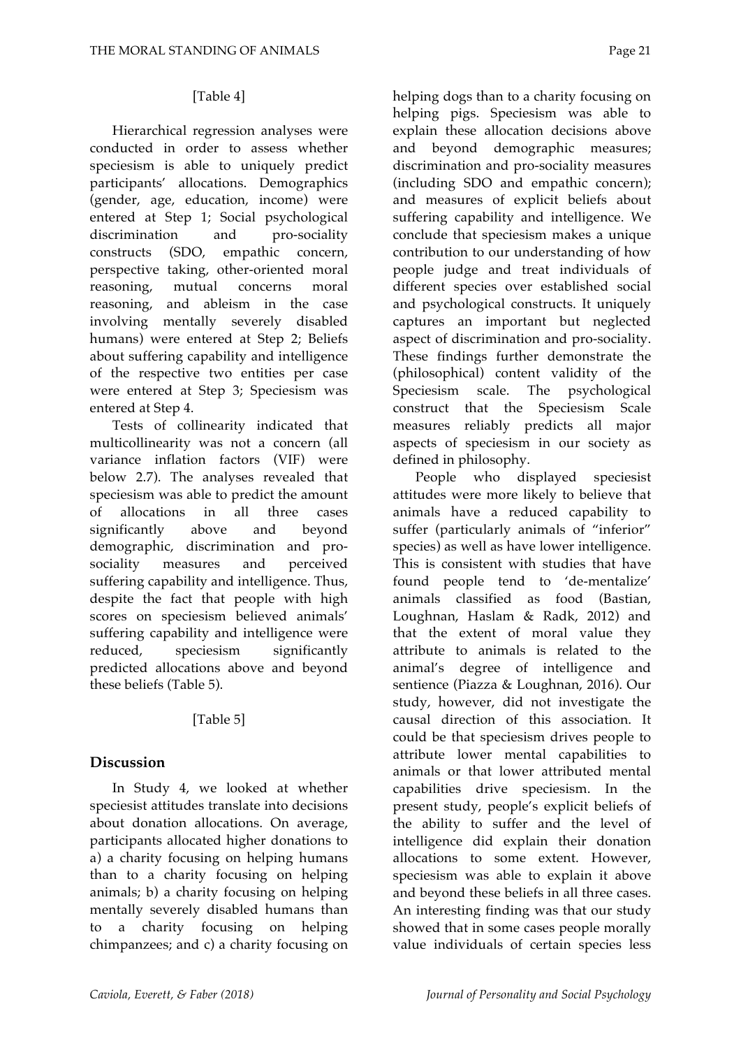[Table 4]

Hierarchical regression analyses were conducted in order to assess whether speciesism is able to uniquely predict participants' allocations. Demographics (gender, age, education, income) were entered at Step 1; Social psychological discrimination and pro-sociality constructs (SDO, empathic concern, perspective taking, other-oriented moral reasoning, mutual concerns moral reasoning, and ableism in the case involving mentally severely disabled humans) were entered at Step 2; Beliefs about suffering capability and intelligence of the respective two entities per case were entered at Step 3; Speciesism was entered at Step 4.

Tests of collinearity indicated that multicollinearity was not a concern (all variance inflation factors (VIF) were below 2.7). The analyses revealed that speciesism was able to predict the amount of allocations in all three cases significantly above and beyond demographic, discrimination and pro-sociality measures and perceived suffering capability and intelligence. Thus, despite the fact that people with high scores on speciesism believed animals' suffering capability and intelligence were reduced, speciesism significantly predicted allocations above and beyond these beliefs (Table 5).

[Table 5]

## Discussion

In Study 4, we looked at whether speciesist attitudes translate into decisions about donation allocations. On average, participants allocated higher donations to a) a charity focusing on helping humans than to a charity focusing on helping animals; b) a charity focusing on helping mentally severely disabled humans than to a charity focusing on helping chimpanzees; and c) a charity focusing on helping dogs than to a charity focusing on helping pigs. Speciesism was able to explain these allocation decisions above and beyond demographic measures; discrimination and pro-sociality measures (including SDO and empathic concern); and measures of explicit beliefs about suffering capability and intelligence. We conclude that speciesism makes a unique contribution to our understanding of how people judge and treat individuals of different species over established social and psychological constructs. It uniquely captures an important but neglected aspect of discrimination and pro-sociality. These findings further demonstrate the (philosophical) content validity of the Speciesism scale. The psychological construct that the Speciesism Scale measures reliably predicts all major aspects of speciesism in our society as defined in philosophy.

People who displayed speciesist attitudes were more likely to believe that animals have a reduced capability to suffer (particularly animals of "inferior" species) as well as have lower intelligence. This is consistent with studies that have found people tend to 'de-mentalize' animals classified as food (Bastian, Loughnan, Haslam & Radk, 2012) and that the extent of moral value they attribute to animals is related to the animal's degree of intelligence and sentience (Piazza & Loughnan, 2016). Our study, however, did not investigate the causal direction of this association. It could be that speciesism drives people to attribute lower mental capabilities to animals or that lower attributed mental capabilities drive speciesism. In the present study, people's explicit beliefs of the ability to suffer and the level of intelligence did explain their donation allocations to some extent. However, speciesism was able to explain it above and beyond these beliefs in all three cases. An interesting finding was that our study showed that in some cases people morally value individuals of certain species less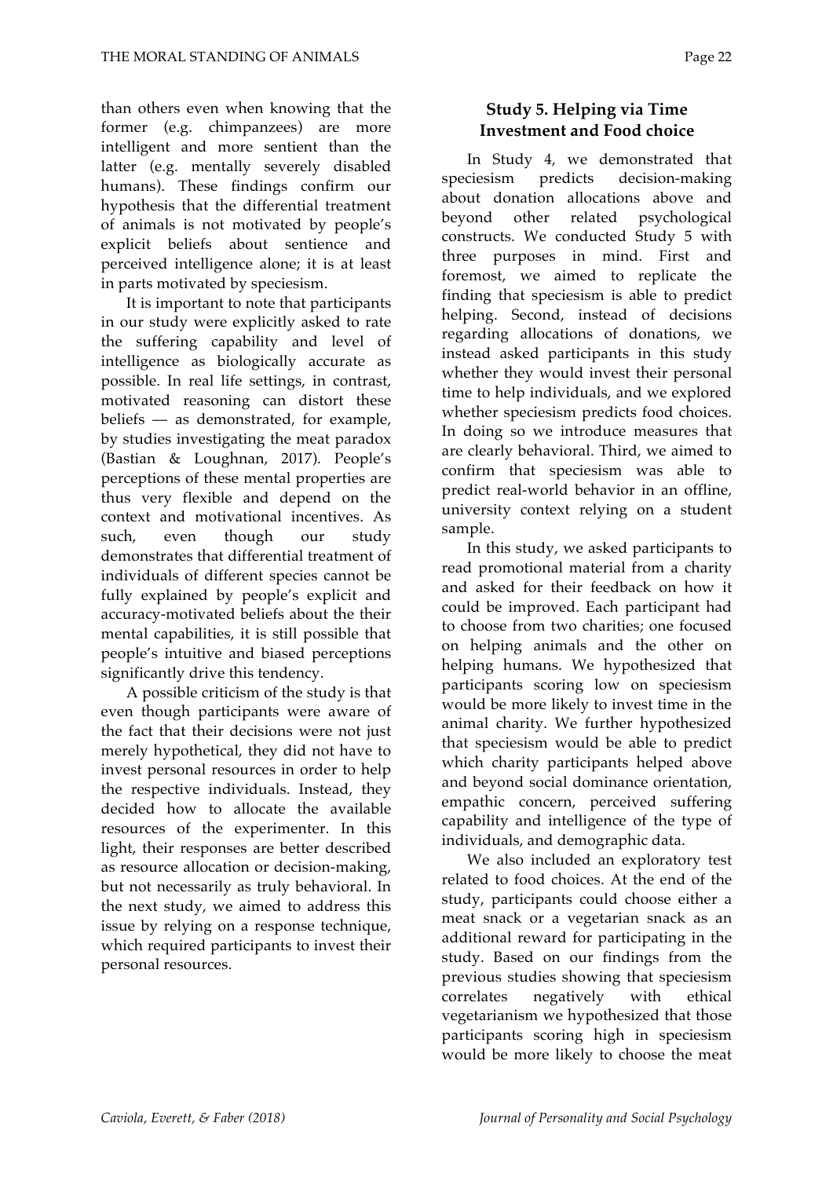than others even when knowing that the former (e.g. chimpanzees) are more intelligent and more sentient than the latter (e.g. mentally severely disabled humans). These findings confirm our hypothesis that the differential treatment of animals is not motivated by people's explicit beliefs about sentience and perceived intelligence alone; it is at least in parts motivated by speciesism.

It is important to note that participants in our study were explicitly asked to rate the suffering capability and level of intelligence as biologically accurate as possible. In real life settings, in contrast, motivated reasoning can distort these beliefs — as demonstrated, for example, by studies investigating the meat paradox (Bastian & Loughnan, 2017). People's perceptions of these mental properties are thus very flexible and depend on the context and motivational incentives. As such, even though our study demonstrates that differential treatment of individuals of different species cannot be fully explained by people's explicit and accuracy-motivated beliefs about the their mental capabilities, it is still possible that people's intuitive and biased perceptions significantly drive this tendency.

A possible criticism of the study is that even though participants were aware of the fact that their decisions were not just merely hypothetical, they did not have to invest personal resources in order to help the respective individuals. Instead, they decided how to allocate the available resources of the experimenter. In this light, their responses are better described as resource allocation or decision-making, but not necessarily as truly behavioral. In the next study, we aimed to address this issue by relying on a response technique, which required participants to invest their personal resources.

## Study 5. Helping via Time Investment and Food choice

In Study 4, we demonstrated that speciesism predicts decision-making about donation allocations above and beyond other related psychological constructs. We conducted Study 5 with three purposes in mind. First and foremost, we aimed to replicate the finding that speciesism is able to predict helping. Second, instead of decisions regarding allocations of donations, we instead asked participants in this study whether they would invest their personal time to help individuals, and we explored whether speciesism predicts food choices. In doing so we introduce measures that are clearly behavioral. Third, we aimed to confirm that speciesism was able to predict real-world behavior in an offline, university context relying on a student sample.

In this study, we asked participants to read promotional material from a charity and asked for their feedback on how it could be improved. Each participant had to choose from two charities; one focused on helping animals and the other on helping humans. We hypothesized that participants scoring low on speciesism would be more likely to invest time in the animal charity. We further hypothesized that speciesism would be able to predict which charity participants helped above and beyond social dominance orientation, empathic concern, perceived suffering capability and intelligence of the type of individuals, and demographic data.

We also included an exploratory test related to food choices. At the end of the study, participants could choose either a meat snack or a vegetarian snack as an additional reward for participating in the study. Based on our findings from the previous studies showing that speciesism correlates negatively with ethical vegetarianism we hypothesized that those participants scoring high in speciesism would be more likely to choose the meat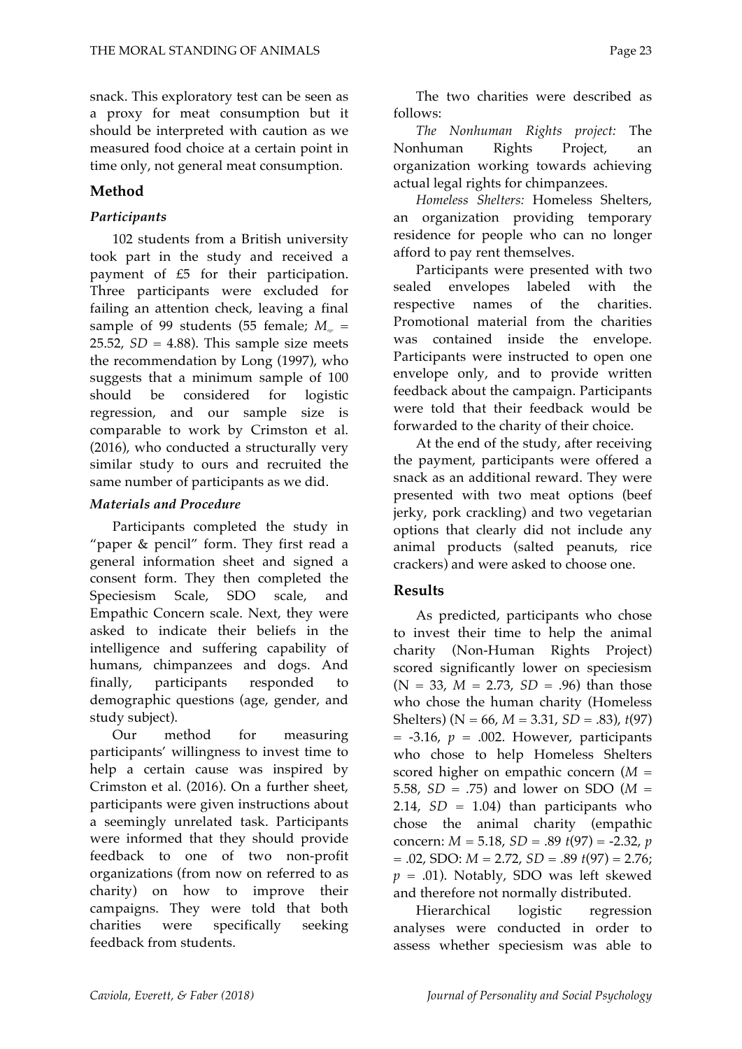snack. This exploratory test can be seen as a proxy for meat consumption but it should be interpreted with caution as we measured food choice at a certain point in time only, not general meat consumption.

## Method

### *Participants*

102 students from a British university took part in the study and received a payment of £5 for their participation. Three participants were excluded for failing an attention check, leaving a final sample of 99 students (55 female; $M_{age}$ = 25.52, *SD* = 4.88). This sample size meets the recommendation by Long (1997), who suggests that a minimum sample of 100 should be considered for logistic regression, and our sample size is comparable to work by Crimston et al. (2016), who conducted a structurally very similar study to ours and recruited the same number of participants as we did.

### *Materials and Procedure*

Participants completed the study in "paper & pencil" form. They first read a general information sheet and signed a consent form. They then completed the Speciesism Scale, SDO scale, and Empathic Concern scale. Next, they were asked to indicate their beliefs in the intelligence and suffering capability of humans, chimpanzees and dogs. And finally, participants responded to demographic questions (age, gender, and study subject).

Our method for measuring participants' willingness to invest time to help a certain cause was inspired by Crimston et al. (2016). On a further sheet, participants were given instructions about a seemingly unrelated task. Participants were informed that they should provide feedback to one of two non-profit organizations (from now on referred to as charity) on how to improve their campaigns. They were told that both charities were specifically seeking feedback from students.

The two charities were described as follows:

*The Nonhuman Rights project:* The Nonhuman Rights Project, an organization working towards achieving actual legal rights for chimpanzees.

*Homeless Shelters:* Homeless Shelters, an organization providing temporary residence for people who can no longer afford to pay rent themselves.

Participants were presented with two sealed envelopes labeled with the respective names of the charities. Promotional material from the charities was contained inside the envelope. Participants were instructed to open one envelope only, and to provide written feedback about the campaign. Participants were told that their feedback would be forwarded to the charity of their choice.

At the end of the study, after receiving the payment, participants were offered a snack as an additional reward. They were presented with two meat options (beef jerky, pork crackling) and two vegetarian options that clearly did not include any animal products (salted peanuts, rice crackers) and were asked to choose one.

## Results

As predicted, participants who chose to invest their time to help the animal charity (Non-Human Rights Project) scored significantly lower on speciesism (N = 33, *M* = 2.73, *SD* = .96) than those who chose the human charity (Homeless Shelters) (N = 66, *M* = 3.31, *SD* = .83), $t(97) = -3.16$, $p = .002$. However, participants who chose to help Homeless Shelters scored higher on empathic concern (*M* = 5.58, *SD* = .75) and lower on SDO (*M* = 2.14, *SD* = 1.04) than participants who chose the animal charity (empathic concern: *M* = 5.18, *SD* = .89 $t(97) = -2.32$, $p = .02$, SDO: *M* = 2.72, *SD* = .89 $t(97) = 2.76$; $p = .01$). Notably, SDO was left skewed and therefore not normally distributed.

Hierarchical logistic regression analyses were conducted in order to assess whether speciesism was able to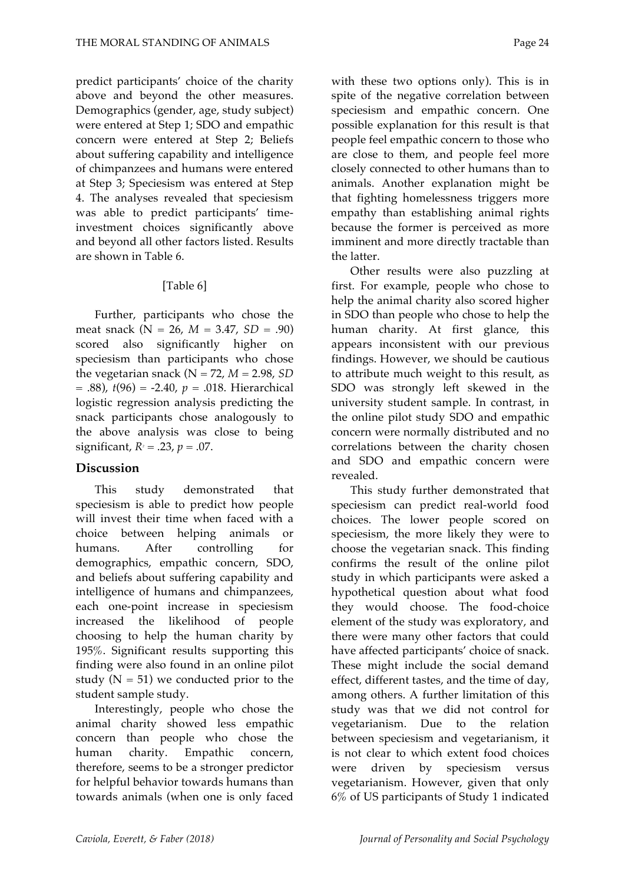predict participants' choice of the charity above and beyond the other measures. Demographics (gender, age, study subject) were entered at Step 1; SDO and empathic concern were entered at Step 2; Beliefs about suffering capability and intelligence of chimpanzees and humans were entered at Step 3; Speciesism was entered at Step 4. The analyses revealed that speciesism was able to predict participants' time-investment choices significantly above and beyond all other factors listed. Results are shown in Table 6.

[Table 6]

Further, participants who chose the meat snack (N = 26, *M* = 3.47, *SD* = .90) scored also significantly higher on speciesism than participants who chose the vegetarian snack (N = 72, *M* = 2.98, *SD* = .88), $t(96) = -2.40$, $p = .018$. Hierarchical logistic regression analysis predicting the snack participants chose analogously to the above analysis was close to being significant, $R^2 = .23$, $p = .07$.

## Discussion

This study demonstrated that speciesism is able to predict how people will invest their time when faced with a choice between helping animals or humans. After controlling for demographics, empathic concern, SDO, and beliefs about suffering capability and intelligence of humans and chimpanzees, each one-point increase in speciesism increased the likelihood of people choosing to help the human charity by 195%. Significant results supporting this finding were also found in an online pilot study (N = 51) we conducted prior to the student sample study.

Interestingly, people who chose the animal charity showed less empathic concern than people who chose the human charity. Empathic concern, therefore, seems to be a stronger predictor for helpful behavior towards humans than towards animals (when one is only faced with these two options only). This is in spite of the negative correlation between speciesism and empathic concern. One possible explanation for this result is that people feel empathic concern to those who are close to them, and people feel more closely connected to other humans than to animals. Another explanation might be that fighting homelessness triggers more empathy than establishing animal rights because the former is perceived as more imminent and more directly tractable than the latter.

Other results were also puzzling at first. For example, people who chose to help the animal charity also scored higher in SDO than people who chose to help the human charity. At first glance, this appears inconsistent with our previous findings. However, we should be cautious to attribute much weight to this result, as SDO was strongly left skewed in the university student sample. In contrast, in the online pilot study SDO and empathic concern were normally distributed and no correlations between the charity chosen and SDO and empathic concern were revealed.

This study further demonstrated that speciesism can predict real-world food choices. The lower people scored on speciesism, the more likely they were to choose the vegetarian snack. This finding confirms the result of the online pilot study in which participants were asked a hypothetical question about what food they would choose. The food-choice element of the study was exploratory, and there were many other factors that could have affected participants' choice of snack. These might include the social demand effect, different tastes, and the time of day, among others. A further limitation of this study was that we did not control for vegetarianism. Due to the relation between speciesism and vegetarianism, it is not clear to which extent food choices were driven by speciesism versus vegetarianism. However, given that only 6% of US participants of Study 1 indicated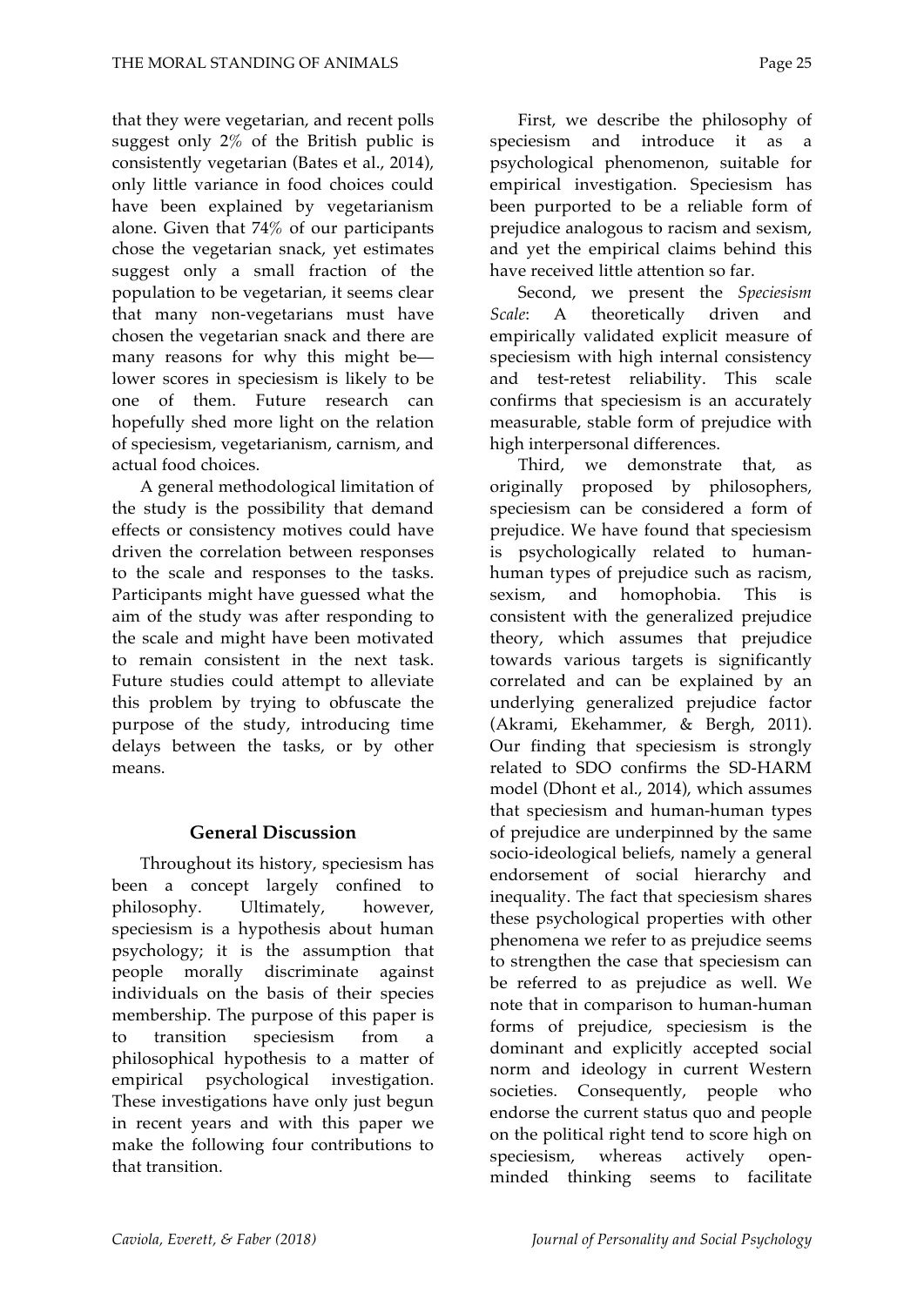that they were vegetarian, and recent polls suggest only 2% of the British public is consistently vegetarian (Bates et al., 2014), only little variance in food choices could have been explained by vegetarianism alone. Given that 74% of our participants chose the vegetarian snack, yet estimates suggest only a small fraction of the population to be vegetarian, it seems clear that many non-vegetarians must have chosen the vegetarian snack and there are many reasons for why this might be—lower scores in speciesism is likely to be one of them. Future research can hopefully shed more light on the relation of speciesism, vegetarianism, carnism, and actual food choices.

A general methodological limitation of the study is the possibility that demand effects or consistency motives could have driven the correlation between responses to the scale and responses to the tasks. Participants might have guessed what the aim of the study was after responding to the scale and might have been motivated to remain consistent in the next task. Future studies could attempt to alleviate this problem by trying to obfuscate the purpose of the study, introducing time delays between the tasks, or by other means.

## General Discussion

Throughout its history, speciesism has been a concept largely confined to philosophy. Ultimately, however, speciesism is a hypothesis about human psychology; it is the assumption that people morally discriminate against individuals on the basis of their species membership. The purpose of this paper is to transition speciesism from a philosophical hypothesis to a matter of empirical psychological investigation. These investigations have only just begun in recent years and with this paper we make the following four contributions to that transition.

First, we describe the philosophy of speciesism and introduce it as a psychological phenomenon, suitable for empirical investigation. Speciesism has been purported to be a reliable form of prejudice analogous to racism and sexism, and yet the empirical claims behind this have received little attention so far.

Second, we present the *Speciesism Scale*: A theoretically driven and empirically validated explicit measure of speciesism with high internal consistency and test-retest reliability. This scale confirms that speciesism is an accurately measurable, stable form of prejudice with high interpersonal differences.

Third, we demonstrate that, as originally proposed by philosophers, speciesism can be considered a form of prejudice. We have found that speciesism is psychologically related to human-human types of prejudice such as racism, sexism, and homophobia. This is consistent with the generalized prejudice theory, which assumes that prejudice towards various targets is significantly correlated and can be explained by an underlying generalized prejudice factor (Akrami, Ekehammer, & Bergh, 2011). Our finding that speciesism is strongly related to SDO confirms the SD-HARM model (Dhont et al., 2014), which assumes that speciesism and human-human types of prejudice are underpinned by the same socio-ideological beliefs, namely a general endorsement of social hierarchy and inequality. The fact that speciesism shares these psychological properties with other phenomena we refer to as prejudice seems to strengthen the case that speciesism can be referred to as prejudice as well. We note that in comparison to human-human forms of prejudice, speciesism is the dominant and explicitly accepted social norm and ideology in current Western societies. Consequently, people who endorse the current status quo and people on the political right tend to score high on speciesism, whereas actively open-minded thinking seems to facilitate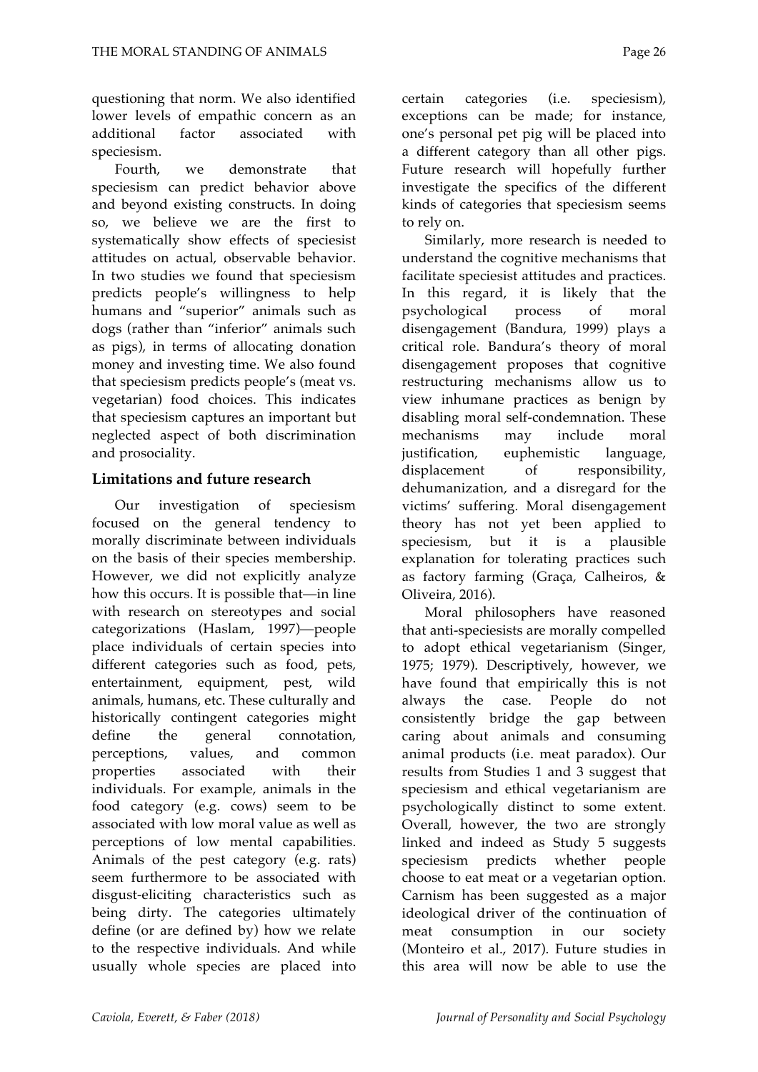questioning that norm. We also identified lower levels of empathic concern as an additional factor associated with speciesism.

Fourth, we demonstrate that speciesism can predict behavior above and beyond existing constructs. In doing so, we believe we are the first to systematically show effects of speciesist attitudes on actual, observable behavior. In two studies we found that speciesism predicts people's willingness to help humans and "superior" animals such as dogs (rather than "inferior" animals such as pigs), in terms of allocating donation money and investing time. We also found that speciesism predicts people's (meat vs. vegetarian) food choices. This indicates that speciesism captures an important but neglected aspect of both discrimination and prosociality.

## Limitations and future research

Our investigation of speciesism focused on the general tendency to morally discriminate between individuals on the basis of their species membership. However, we did not explicitly analyze how this occurs. It is possible that—in line with research on stereotypes and social categorizations (Haslam, 1997)—people place individuals of certain species into different categories such as food, pets, entertainment, equipment, pest, wild animals, humans, etc. These culturally and historically contingent categories might define the general connotation, perceptions, values, and common properties associated with their individuals. For example, animals in the food category (e.g. cows) seem to be associated with low moral value as well as perceptions of low mental capabilities. Animals of the pest category (e.g. rats) seem furthermore to be associated with disgust-eliciting characteristics such as being dirty. The categories ultimately define (or are defined by) how we relate to the respective individuals. And while usually whole species are placed into certain categories (i.e. speciesism), exceptions can be made; for instance, one's personal pet pig will be placed into a different category than all other pigs. Future research will hopefully further investigate the specifics of the different kinds of categories that speciesism seems to rely on.

Similarly, more research is needed to understand the cognitive mechanisms that facilitate speciesist attitudes and practices. In this regard, it is likely that the psychological process of moral disengagement (Bandura, 1999) plays a critical role. Bandura's theory of moral disengagement proposes that cognitive restructuring mechanisms allow us to view inhumane practices as benign by disabling moral self-condemnation. These mechanisms may include moral justification, euphemistic language, displacement of responsibility, dehumanization, and a disregard for the victims' suffering. Moral disengagement theory has not yet been applied to speciesism, but it is a plausible explanation for tolerating practices such as factory farming (Graça, Calheiros, & Oliveira, 2016).

Moral philosophers have reasoned that anti-speciesists are morally compelled to adopt ethical vegetarianism (Singer, 1975; 1979). Descriptively, however, we have found that empirically this is not always the case. People do not consistently bridge the gap between caring about animals and consuming animal products (i.e. meat paradox). Our results from Studies 1 and 3 suggest that speciesism and ethical vegetarianism are psychologically distinct to some extent. Overall, however, the two are strongly linked and indeed as Study 5 suggests speciesism predicts whether people choose to eat meat or a vegetarian option. Carnism has been suggested as a major ideological driver of the continuation of meat consumption in our society (Monteiro et al., 2017). Future studies in this area will now be able to use the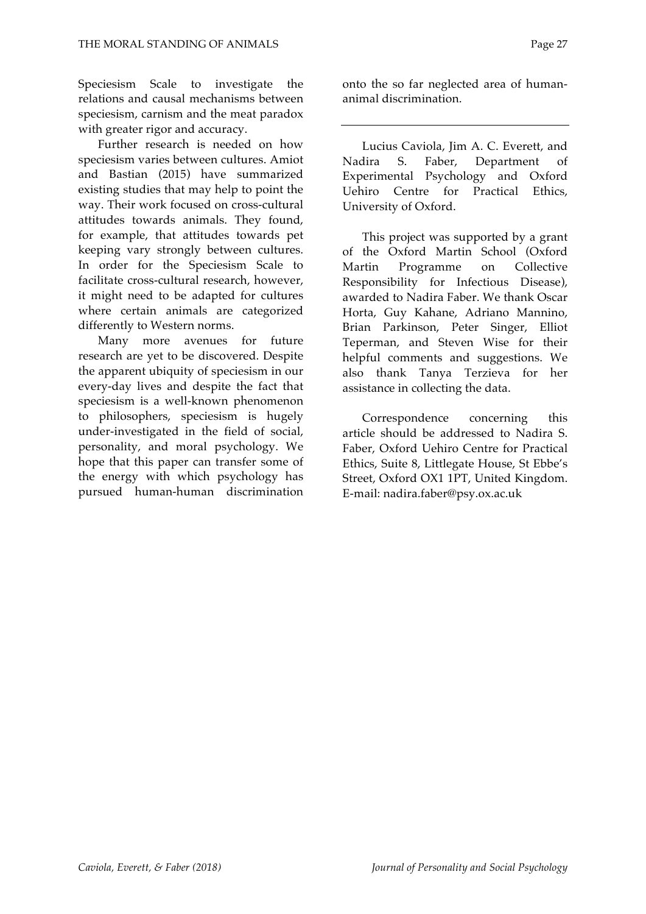Speciesism Scale to investigate the relations and causal mechanisms between speciesism, carnism and the meat paradox with greater rigor and accuracy.

Further research is needed on how speciesism varies between cultures. Amiot and Bastian (2015) have summarized existing studies that may help to point the way. Their work focused on cross-cultural attitudes towards animals. They found, for example, that attitudes towards pet keeping vary strongly between cultures. In order for the Speciesism Scale to facilitate cross-cultural research, however, it might need to be adapted for cultures where certain animals are categorized differently to Western norms.

Many more avenues for future research are yet to be discovered. Despite the apparent ubiquity of speciesism in our every-day lives and despite the fact that speciesism is a well-known phenomenon to philosophers, speciesism is hugely under-investigated in the field of social, personality, and moral psychology. We hope that this paper can transfer some of the energy with which psychology has pursued human-human discrimination onto the so far neglected area of human-animal discrimination.

---

Lucius Caviola, Jim A. C. Everett, and Nadira S. Faber, Department of Experimental Psychology and Oxford Uehiro Centre for Practical Ethics, University of Oxford.

This project was supported by a grant of the Oxford Martin School (Oxford Martin Programme on Collective Responsibility for Infectious Disease), awarded to Nadira Faber. We thank Oscar Horta, Guy Kahane, Adriano Mannino, Brian Parkinson, Peter Singer, Elliot Teperman, and Steven Wise for their helpful comments and suggestions. We also thank Tanya Terzieva for her assistance in collecting the data.

Correspondence concerning this article should be addressed to Nadira S. Faber, Oxford Uehiro Centre for Practical Ethics, Suite 8, Littlegate House, St Ebbe's Street, Oxford OX1 1PT, United Kingdom. E-mail: nadira.faber@psy.ox.ac.uk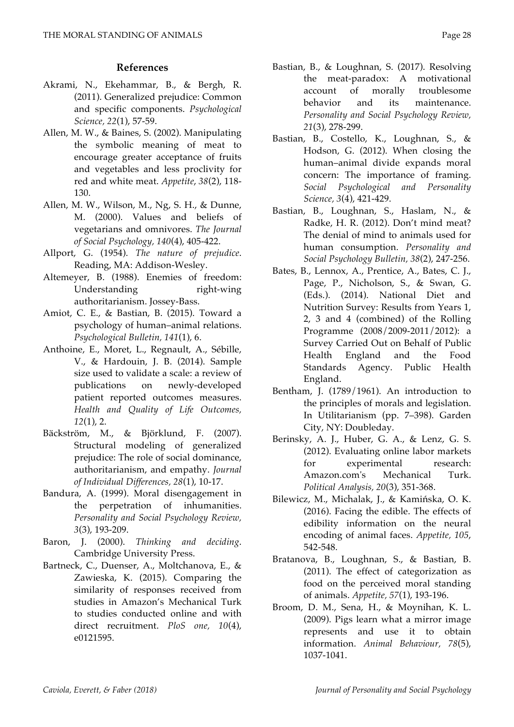## References

Akrami, N., Ekehammar, B., & Bergh, R. (2011). Generalized prejudice: Common and specific components. *Psychological Science, 22*(1), 57-59.

Allen, M. W., & Baines, S. (2002). Manipulating the symbolic meaning of meat to encourage greater acceptance of fruits and vegetables and less proclivity for red and white meat. *Appetite*, *38*(2), 118-130.

Allen, M. W., Wilson, M., Ng, S. H., & Dunne, M. (2000). Values and beliefs of vegetarians and omnivores. *The Journal of Social Psychology*, *140*(4), 405-422.

Allport, G. (1954). *The nature of prejudice*. Reading, MA: Addison-Wesley.

Altemeyer, B. (1988). Enemies of freedom: Understanding right-wing authoritarianism. Jossey-Bass.

Amiot, C. E., & Bastian, B. (2015). Toward a psychology of human–animal relations. *Psychological Bulletin, 141*(1), 6.

Anthoine, E., Moret, L., Regnault, A., Sébille, V., & Hardouin, J. B. (2014). Sample size used to validate a scale: a review of publications on newly-developed patient reported outcomes measures. *Health and Quality of Life Outcomes, 12*(1), 2.

Bäckström, M., & Björklund, F. (2007). Structural modeling of generalized prejudice: The role of social dominance, authoritarianism, and empathy. *Journal of Individual Differences, 28*(1), 10-17.

Bandura, A. (1999). Moral disengagement in the perpetration of inhumanities. *Personality and Social Psychology Review, 3*(3), 193-209.

Baron, J. (2000). *Thinking and deciding*. Cambridge University Press.

Bartneck, C., Duenser, A., Moltchanova, E., & Zawieska, K. (2015). Comparing the similarity of responses received from studies in Amazon's Mechanical Turk to studies conducted online and with direct recruitment. *PloS one, 10*(4), e0121595.

Bastian, B., & Loughnan, S. (2017). Resolving the meat-paradox: A motivational account of morally troublesome behavior and its maintenance. *Personality and Social Psychology Review, 21*(3), 278-299.

Bastian, B., Costello, K., Loughnan, S., & Hodson, G. (2012). When closing the human–animal divide expands moral concern: The importance of framing. *Social Psychological and Personality Science, 3*(4), 421-429.

Bastian, B., Loughnan, S., Haslam, N., & Radke, H. R. (2012). Don't mind meat? The denial of mind to animals used for human consumption. *Personality and Social Psychology Bulletin, 38*(2), 247-256.

Bates, B., Lennox, A., Prentice, A., Bates, C. J., Page, P., Nicholson, S., & Swan, G. (Eds.). (2014). National Diet and Nutrition Survey: Results from Years 1, 2, 3 and 4 (combined) of the Rolling Programme (2008/2009-2011/2012): a Survey Carried Out on Behalf of Public Health England and the Food Standards Agency. Public Health England.

Bentham, J. (1789/1961). An introduction to the principles of morals and legislation. In Utilitarianism (pp. 7–398). Garden City, NY: Doubleday.

Berinsky, A. J., Huber, G. A., & Lenz, G. S. (2012). Evaluating online labor markets for experimental research: Amazon.com's Mechanical Turk. *Political Analysis*, *20*(3), 351-368.

Bilewicz, M., Michalak, J., & Kamińska, O. K. (2016). Facing the edible. The effects of edibility information on the neural encoding of animal faces. *Appetite, 105*, 542-548.

Bratanova, B., Loughnan, S., & Bastian, B. (2011). The effect of categorization as food on the perceived moral standing of animals. *Appetite, 57*(1), 193-196.

Broom, D. M., Sena, H., & Moynihan, K. L. (2009). Pigs learn what a mirror image represents and use it to obtain information. *Animal Behaviour, 78*(5), 1037-1041.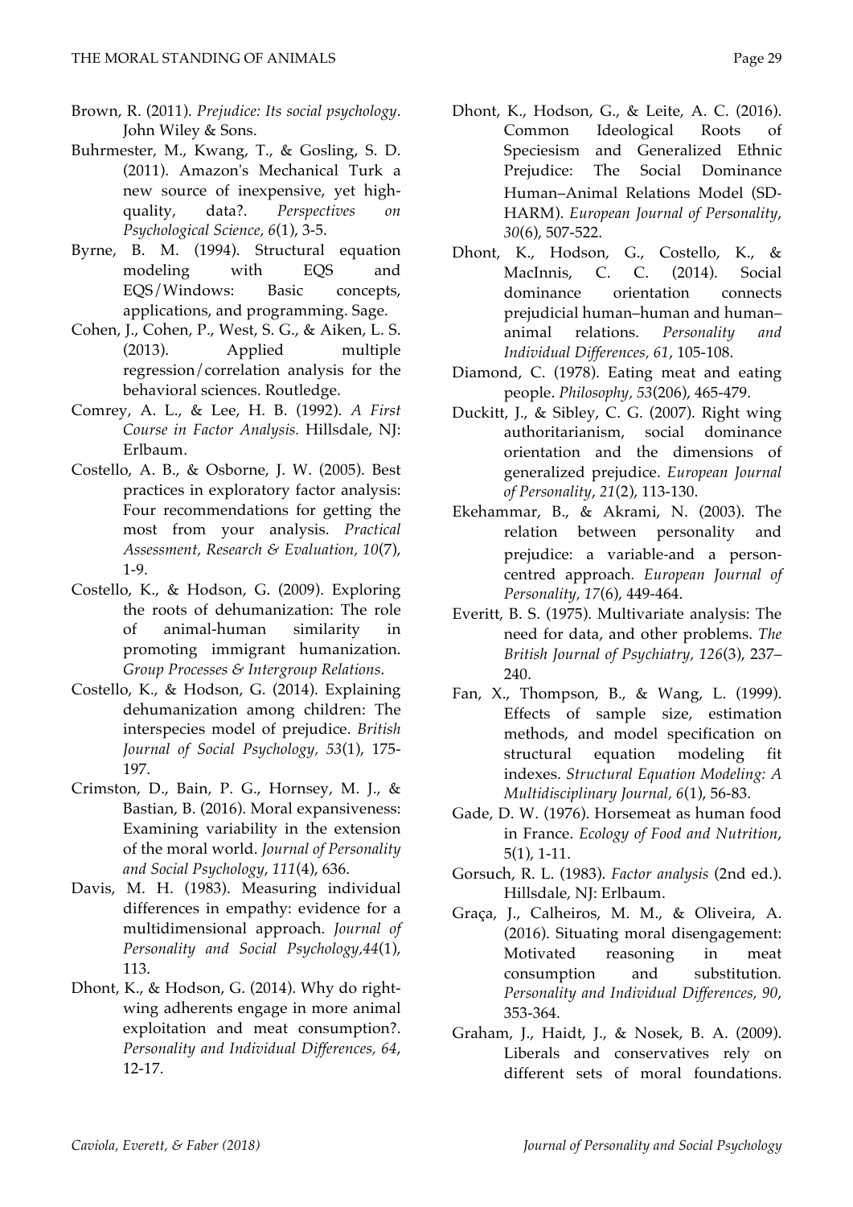Brown, R. (2011). *Prejudice: Its social psychology*. John Wiley & Sons.

Buhrmester, M., Kwang, T., & Gosling, S. D. (2011). Amazon's Mechanical Turk a new source of inexpensive, yet high-quality, data?. *Perspectives on Psychological Science, 6*(1), 3-5.

Byrne, B. M. (1994). Structural equation modeling with EQS and EQS/Windows: Basic concepts, applications, and programming. Sage.

Cohen, J., Cohen, P., West, S. G., & Aiken, L. S. (2013). Applied multiple regression/correlation analysis for the behavioral sciences. Routledge.

Comrey, A. L., & Lee, H. B. (1992). *A First Course in Factor Analysis.* Hillsdale, NJ: Erlbaum.

Costello, A. B., & Osborne, J. W. (2005). Best practices in exploratory factor analysis: Four recommendations for getting the most from your analysis. *Practical Assessment, Research & Evaluation, 10*(7), 1-9.

Costello, K., & Hodson, G. (2009). Exploring the roots of dehumanization: The role of animal-human similarity in promoting immigrant humanization. *Group Processes & Intergroup Relations*.

Costello, K., & Hodson, G. (2014). Explaining dehumanization among children: The interspecies model of prejudice. *British Journal of Social Psychology, 53*(1), 175-197.

Crimston, D., Bain, P. G., Hornsey, M. J., & Bastian, B. (2016). Moral expansiveness: Examining variability in the extension of the moral world. *Journal of Personality and Social Psychology*, *111*(4), 636.

Davis, M. H. (1983). Measuring individual differences in empathy: evidence for a multidimensional approach. *Journal of Personality and Social Psychology,44*(1), 113.

Dhont, K., & Hodson, G. (2014). Why do right-wing adherents engage in more animal exploitation and meat consumption?. *Personality and Individual Differences, 64*, 12-17.

Dhont, K., Hodson, G., & Leite, A. C. (2016). Common Ideological Roots of Speciesism and Generalized Ethnic Prejudice: The Social Dominance Human–Animal Relations Model (SD-HARM). *European Journal of Personality*, *30*(6), 507-522.

Dhont, K., Hodson, G., Costello, K., & MacInnis, C. C. (2014). Social dominance orientation connects prejudicial human–human and human–animal relations. *Personality and Individual Differences, 61*, 105-108.

Diamond, C. (1978). Eating meat and eating people. *Philosophy*, *53*(206), 465-479.

Duckitt, J., & Sibley, C. G. (2007). Right wing authoritarianism, social dominance orientation and the dimensions of generalized prejudice. *European Journal of Personality*, *21*(2), 113-130.

Ekehammar, B., & Akrami, N. (2003). The relation between personality and prejudice: a variable-and a person-centred approach. *European Journal of Personality, 17*(6), 449-464.

Everitt, B. S. (1975). Multivariate analysis: The need for data, and other problems. *The British Journal of Psychiatry, 126*(3), 237–240.

Fan, X., Thompson, B., & Wang, L. (1999). Effects of sample size, estimation methods, and model specification on structural equation modeling fit indexes. *Structural Equation Modeling: A Multidisciplinary Journal, 6*(1), 56-83.

Gade, D. W. (1976). Horsemeat as human food in France. *Ecology of Food and Nutrition*, 5(1), 1-11.

Gorsuch, R. L. (1983). *Factor analysis* (2nd ed.). Hillsdale, NJ: Erlbaum.

Graça, J., Calheiros, M. M., & Oliveira, A. (2016). Situating moral disengagement: Motivated reasoning in meat consumption and substitution. *Personality and Individual Differences, 90*, 353-364.

Graham, J., Haidt, J., & Nosek, B. A. (2009). Liberals and conservatives rely on different sets of moral foundations.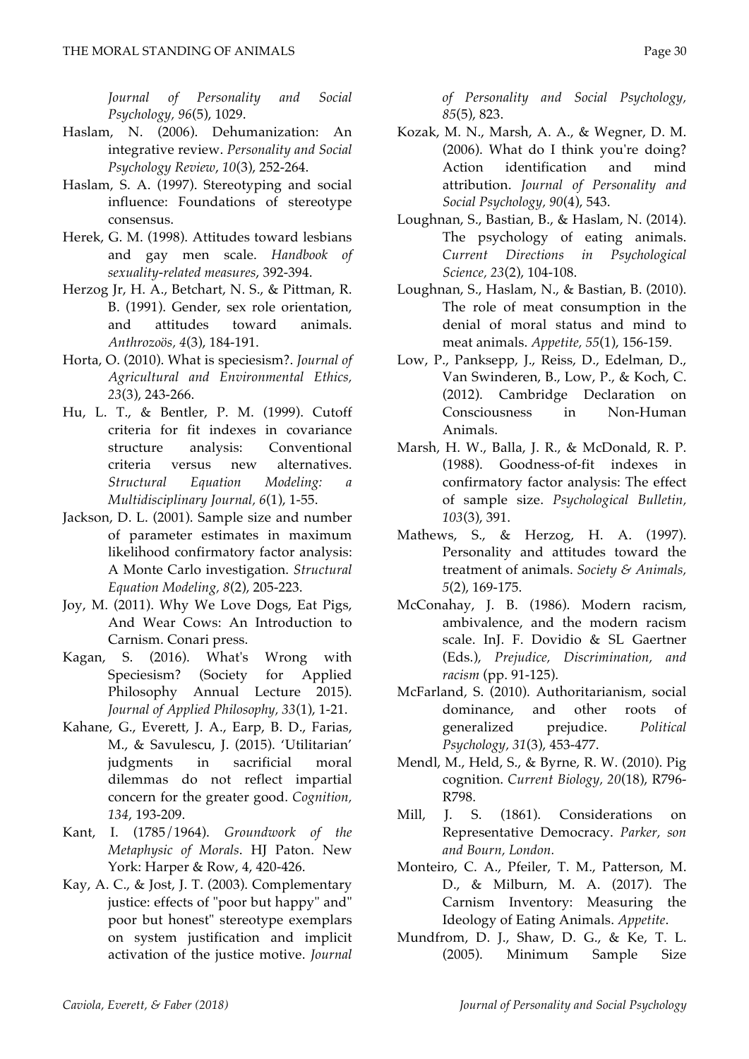*Journal of Personality and Social Psychology, 96*(5), 1029.

Haslam, N. (2006). Dehumanization: An integrative review. *Personality and Social Psychology Review*, *10*(3), 252-264.

Haslam, S. A. (1997). Stereotyping and social influence: Foundations of stereotype consensus.

Herek, G. M. (1998). Attitudes toward lesbians and gay men scale. *Handbook of sexuality-related measures*, 392-394.

Herzog Jr, H. A., Betchart, N. S., & Pittman, R. B. (1991). Gender, sex role orientation, and attitudes toward animals. *Anthrozoös, 4*(3), 184-191.

Horta, O. (2010). What is speciesism?. *Journal of Agricultural and Environmental Ethics, 23*(3), 243-266.

Hu, L. T., & Bentler, P. M. (1999). Cutoff criteria for fit indexes in covariance structure analysis: Conventional criteria versus new alternatives. *Structural Equation Modeling: a Multidisciplinary Journal, 6*(1), 1-55.

Jackson, D. L. (2001). Sample size and number of parameter estimates in maximum likelihood confirmatory factor analysis: A Monte Carlo investigation. *Structural Equation Modeling, 8*(2), 205-223.

Joy, M. (2011). Why We Love Dogs, Eat Pigs, And Wear Cows: An Introduction to Carnism. Conari press.

Kagan, S. (2016). What's Wrong with Speciesism? (Society for Applied Philosophy Annual Lecture 2015). *Journal of Applied Philosophy*, *33*(1), 1-21.

Kahane, G., Everett, J. A., Earp, B. D., Farias, M., & Savulescu, J. (2015). 'Utilitarian' judgments in sacrificial moral dilemmas do not reflect impartial concern for the greater good. *Cognition, 134*, 193-209.

Kant, I. (1785/1964). *Groundwork of the Metaphysic of Morals*. HJ Paton. New York: Harper & Row, 4, 420-426.

Kay, A. C., & Jost, J. T. (2003). Complementary justice: effects of "poor but happy" and" poor but honest" stereotype exemplars on system justification and implicit activation of the justice motive. *Journal of Personality and Social Psychology, 85*(5), 823.

Kozak, M. N., Marsh, A. A., & Wegner, D. M. (2006). What do I think you're doing? Action identification and mind attribution. *Journal of Personality and Social Psychology, 90*(4), 543.

Loughnan, S., Bastian, B., & Haslam, N. (2014). The psychology of eating animals. *Current Directions in Psychological Science, 23*(2), 104-108.

Loughnan, S., Haslam, N., & Bastian, B. (2010). The role of meat consumption in the denial of moral status and mind to meat animals. *Appetite, 55*(1), 156-159.

Low, P., Panksepp, J., Reiss, D., Edelman, D., Van Swinderen, B., Low, P., & Koch, C. (2012). Cambridge Declaration on Consciousness in Non-Human Animals.

Marsh, H. W., Balla, J. R., & McDonald, R. P. (1988). Goodness-of-fit indexes in confirmatory factor analysis: The effect of sample size. *Psychological Bulletin, 103*(3), 391.

Mathews, S., & Herzog, H. A. (1997). Personality and attitudes toward the treatment of animals. *Society & Animals, 5*(2), 169-175.

McConahay, J. B. (1986). Modern racism, ambivalence, and the modern racism scale. InJ. F. Dovidio & SL Gaertner (Eds.), *Prejudice, Discrimination, and racism* (pp. 91-125).

McFarland, S. (2010). Authoritarianism, social dominance, and other roots of generalized prejudice. *Political Psychology, 31*(3), 453-477.

Mendl, M., Held, S., & Byrne, R. W. (2010). Pig cognition. *Current Biology, 20*(18), R796-R798.

Mill, J. S. (1861). Considerations on Representative Democracy. *Parker, son and Bourn, London.*

Monteiro, C. A., Pfeiler, T. M., Patterson, M. D., & Milburn, M. A. (2017). The Carnism Inventory: Measuring the Ideology of Eating Animals. *Appetite*.

Mundfrom, D. J., Shaw, D. G., & Ke, T. L. (2005). Minimum Sample Size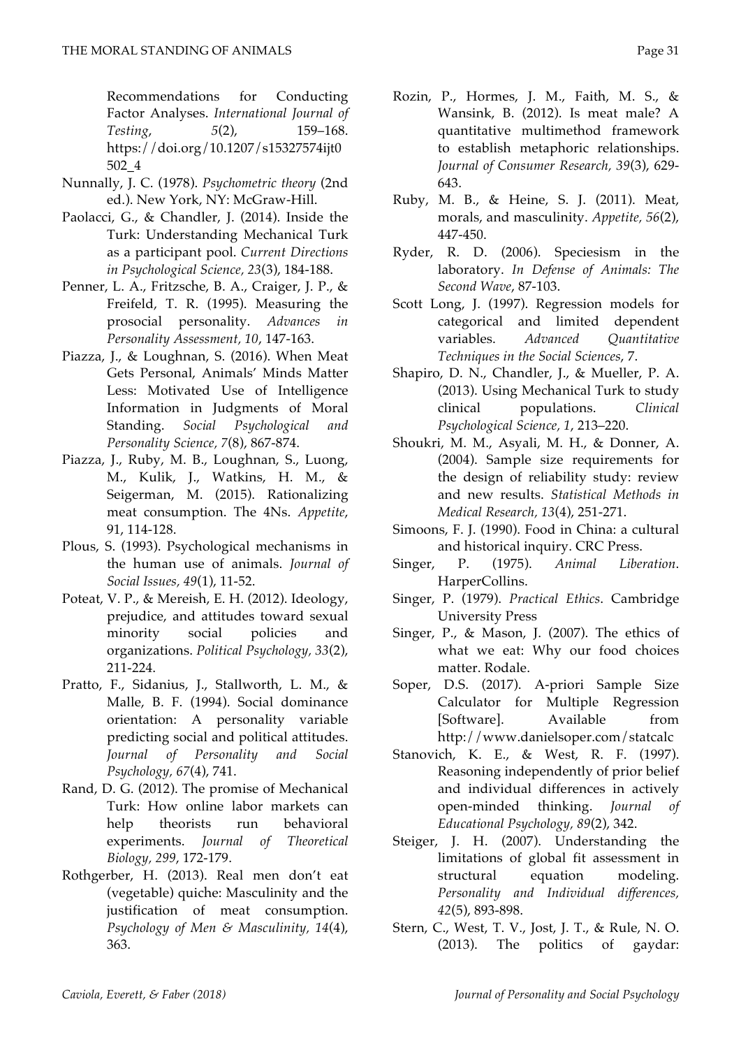Recommendations for Conducting Factor Analyses. *International Journal of Testing*, *5*(2), 159–168. https://doi.org/10.1207/s15327574ijt0502_4

Nunnally, J. C. (1978). *Psychometric theory* (2nd ed.). New York, NY: McGraw-Hill.

Paolacci, G., & Chandler, J. (2014). Inside the Turk: Understanding Mechanical Turk as a participant pool. *Current Directions in Psychological Science, 23*(3), 184-188.

Penner, L. A., Fritzsche, B. A., Craiger, J. P., & Freifeld, T. R. (1995). Measuring the prosocial personality. *Advances in Personality Assessment, 10*, 147-163.

Piazza, J., & Loughnan, S. (2016). When Meat Gets Personal, Animals' Minds Matter Less: Motivated Use of Intelligence Information in Judgments of Moral Standing. *Social Psychological and Personality Science, 7*(8), 867-874.

Piazza, J., Ruby, M. B., Loughnan, S., Luong, M., Kulik, J., Watkins, H. M., & Seigerman, M. (2015). Rationalizing meat consumption. The 4Ns. *Appetite*, 91, 114-128.

Plous, S. (1993). Psychological mechanisms in the human use of animals. *Journal of Social Issues, 49*(1), 11-52.

Poteat, V. P., & Mereish, E. H. (2012). Ideology, prejudice, and attitudes toward sexual minority social policies and organizations. *Political Psychology, 33*(2), 211-224.

Pratto, F., Sidanius, J., Stallworth, L. M., & Malle, B. F. (1994). Social dominance orientation: A personality variable predicting social and political attitudes. *Journal of Personality and Social Psychology, 67*(4), 741.

Rand, D. G. (2012). The promise of Mechanical Turk: How online labor markets can help theorists run behavioral experiments. *Journal of Theoretical Biology, 299*, 172-179.

Rothgerber, H. (2013). Real men don't eat (vegetable) quiche: Masculinity and the justification of meat consumption. *Psychology of Men & Masculinity, 14*(4), 363.

Rozin, P., Hormes, J. M., Faith, M. S., & Wansink, B. (2012). Is meat male? A quantitative multimethod framework to establish metaphoric relationships. *Journal of Consumer Research, 39*(3), 629-643.

Ruby, M. B., & Heine, S. J. (2011). Meat, morals, and masculinity. *Appetite, 56*(2), 447-450.

Ryder, R. D. (2006). Speciesism in the laboratory. *In Defense of Animals: The Second Wave*, 87-103.

Scott Long, J. (1997). Regression models for categorical and limited dependent variables. *Advanced Quantitative Techniques in the Social Sciences*, 7.

Shapiro, D. N., Chandler, J., & Mueller, P. A. (2013). Using Mechanical Turk to study clinical populations. *Clinical Psychological Science, 1*, 213–220.

Shoukri, M. M., Asyali, M. H., & Donner, A. (2004). Sample size requirements for the design of reliability study: review and new results. *Statistical Methods in Medical Research, 13*(4), 251-271.

Simoons, F. J. (1990). Food in China: a cultural and historical inquiry. CRC Press.

Singer, P. (1975). *Animal Liberation*. HarperCollins.

Singer, P. (1979). *Practical Ethics*. Cambridge University Press

Singer, P., & Mason, J. (2007). The ethics of what we eat: Why our food choices matter. Rodale.

Soper, D.S. (2017). A-priori Sample Size Calculator for Multiple Regression [Software]. Available from http://www.danielsoper.com/statcalc

Stanovich, K. E., & West, R. F. (1997). Reasoning independently of prior belief and individual differences in actively open-minded thinking. *Journal of Educational Psychology, 89*(2), 342.

Steiger, J. H. (2007). Understanding the limitations of global fit assessment in structural equation modeling. *Personality and Individual differences, 42*(5), 893-898.

Stern, C., West, T. V., Jost, J. T., & Rule, N. O. (2013). The politics of gaydar: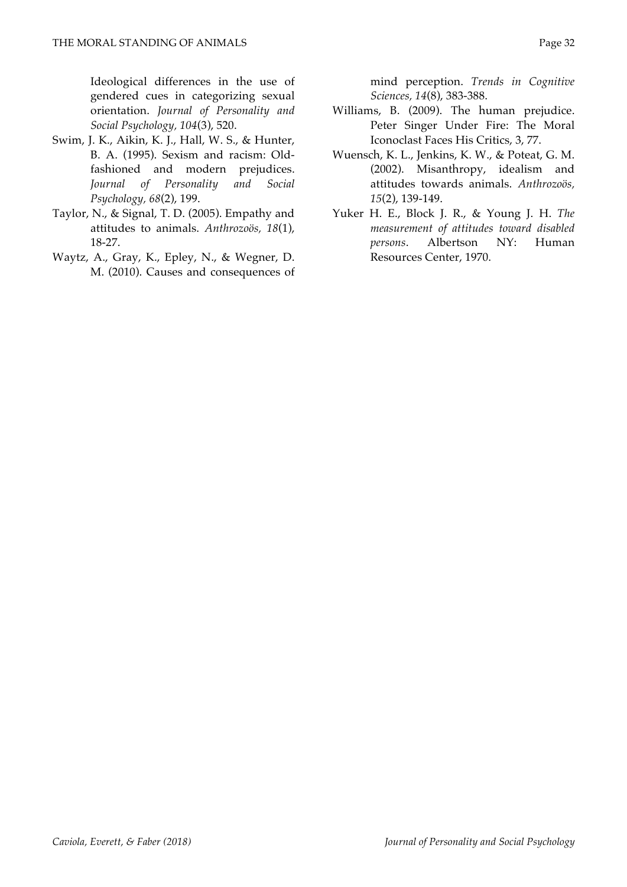Ideological differences in the use of gendered cues in categorizing sexual orientation. *Journal of Personality and Social Psychology, 104*(3), 520.

Swim, J. K., Aikin, K. J., Hall, W. S., & Hunter, B. A. (1995). Sexism and racism: Old-fashioned and modern prejudices. *Journal of Personality and Social Psychology, 68*(2), 199.

Taylor, N., & Signal, T. D. (2005). Empathy and attitudes to animals. *Anthrozoös, 18*(1), 18-27.

Waytz, A., Gray, K., Epley, N., & Wegner, D. M. (2010). Causes and consequences of mind perception. *Trends in Cognitive Sciences, 14*(8), 383-388.

Williams, B. (2009). The human prejudice. Peter Singer Under Fire: The Moral Iconoclast Faces His Critics, 3, 77.

Wuensch, K. L., Jenkins, K. W., & Poteat, G. M. (2002). Misanthropy, idealism and attitudes towards animals. *Anthrozoös, 15*(2), 139-149.

Yuker H. E., Block J. R., & Young J. H. *The measurement of attitudes toward disabled persons*. Albertson NY: Human Resources Center, 1970.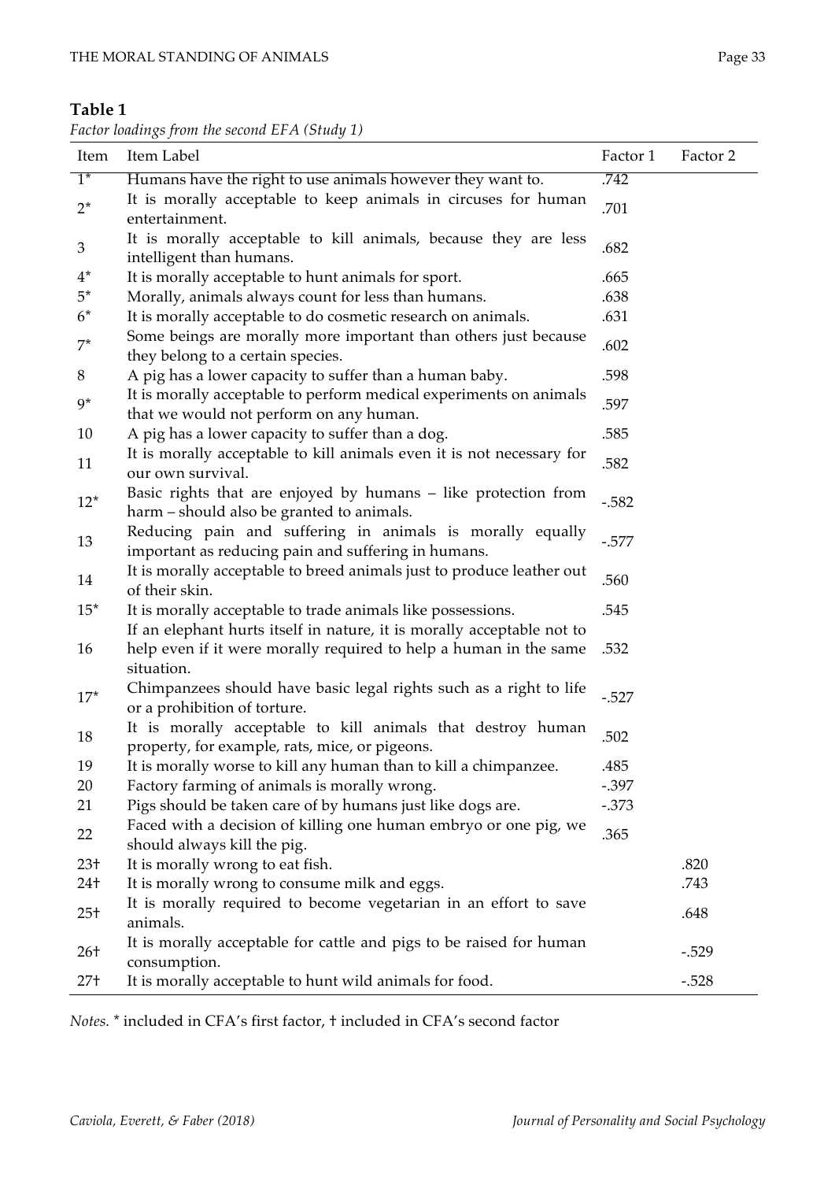**Table 1**

*Factor loadings from the second EFA (Study 1)*

| Item | Item Label | Factor 1 | Factor 2 |
|---|---|---|---|
| 1* | Humans have the right to use animals however they want to. | .742 | |
| 2* | It is morally acceptable to keep animals in circuses for human entertainment. | .701 | |
| 3 | It is morally acceptable to kill animals, because they are less intelligent than humans. | .682 | |
| 4* | It is morally acceptable to hunt animals for sport. | .665 | |
| 5* | Morally, animals always count for less than humans. | .638 | |
| 6* | It is morally acceptable to do cosmetic research on animals. | .631 | |
| 7* | Some beings are morally more important than others just because they belong to a certain species. | .602 | |
| 8 | A pig has a lower capacity to suffer than a human baby. | .598 | |
| 9* | It is morally acceptable to perform medical experiments on animals that we would not perform on any human. | .597 | |
| 10 | A pig has a lower capacity to suffer than a dog. | .585 | |
| 11 | It is morally acceptable to kill animals even it is not necessary for our own survival. | .582 | |
| 12* | Basic rights that are enjoyed by humans – like protection from harm – should also be granted to animals. | -.582 | |
| 13 | Reducing pain and suffering in animals is morally equally important as reducing pain and suffering in humans. | -.577 | |
| 14 | It is morally acceptable to breed animals just to produce leather out of their skin. | .560 | |
| 15* | It is morally acceptable to trade animals like possessions. | .545 | |
| 16 | If an elephant hurts itself in nature, it is morally acceptable not to help even if it were morally required to help a human in the same situation. | .532 | |
| 17* | Chimpanzees should have basic legal rights such as a right to life or a prohibition of torture. | -.527 | |
| 18 | It is morally acceptable to kill animals that destroy human property, for example, rats, mice, or pigeons. | .502 | |
| 19 | It is morally worse to kill any human than to kill a chimpanzee. | .485 | |
| 20 | Factory farming of animals is morally wrong. | -.397 | |
| 21 | Pigs should be taken care of by humans just like dogs are. | -.373 | |
| 22 | Faced with a decision of killing one human embryo or one pig, we should always kill the pig. | .365 | |
| 23† | It is morally wrong to eat fish. | | .820 |
| 24† | It is morally wrong to consume milk and eggs. | | .743 |
| 25† | It is morally required to become vegetarian in an effort to save animals. | | .648 |
| 26† | It is morally acceptable for cattle and pigs to be raised for human consumption. | | -.529 |
| 27† | It is morally acceptable to hunt wild animals for food. | | -.528 |

*Notes.* * included in CFA's first factor, † included in CFA's second factor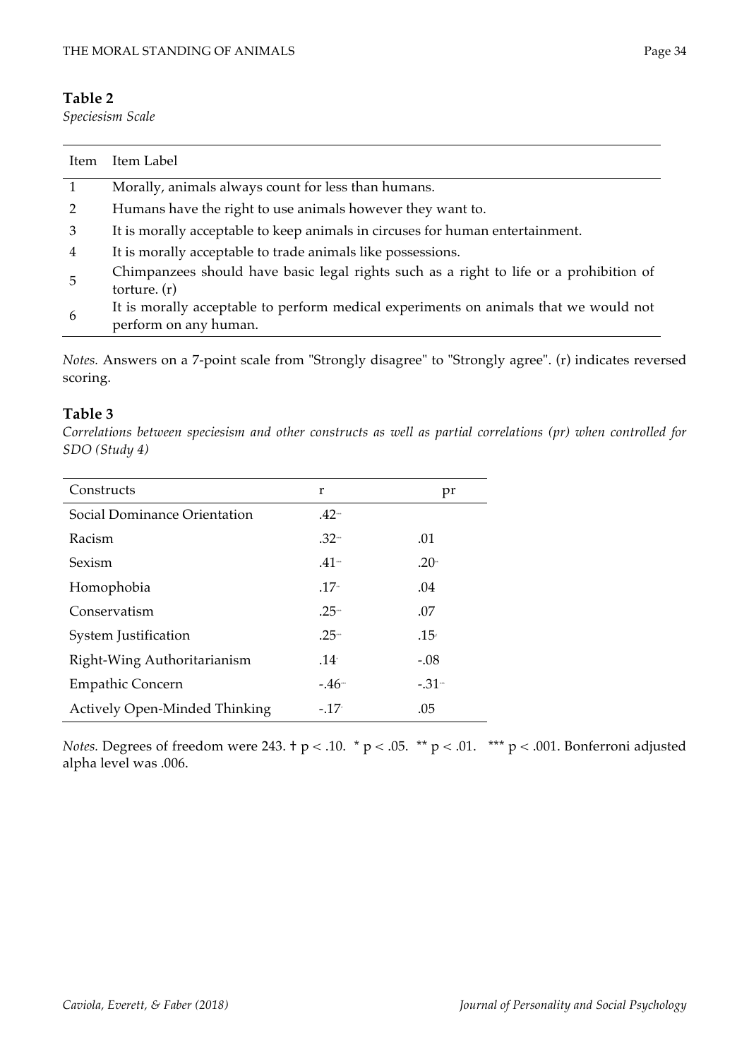**Table 2**

*Speciesism Scale*

| Item | Item Label |
|---|---|
| 1 | Morally, animals always count for less than humans. |
| 2 | Humans have the right to use animals however they want to. |
| 3 | It is morally acceptable to keep animals in circuses for human entertainment. |
| 4 | It is morally acceptable to trade animals like possessions. |
| 5 | Chimpanzees should have basic legal rights such as a right to life or a prohibition of torture. (r) |
| 6 | It is morally acceptable to perform medical experiments on animals that we would not perform on any human. |

*Notes.* Answers on a 7-point scale from "Strongly disagree" to "Strongly agree". (r) indicates reversed scoring.

**Table 3**

*Correlations between speciesism and other constructs as well as partial correlations (pr) when controlled for SDO (Study 4)*

| Constructs | r | pr |
|---|---|---|
| Social Dominance Orientation | .42$^{***}$ | |
| Racism | .32$^{***}$ | .01 |
| Sexism | .41$^{***}$ | .20$^{**}$ |
| Homophobia | .17$^{**}$ | .04 |
| Conservatism | .25$^{***}$ | .07 |
| System Justification | .25$^{***}$ | .15$^{†}$ |
| Right-Wing Authoritarianism | .14$^{*}$ | -.08 |
| Empathic Concern | -.46$^{***}$ | -.31$^{***}$ |
| Actively Open-Minded Thinking | -.17$^{*}$ | .05 |

*Notes.* Degrees of freedom were 243. † $p < .10$. * $p < .05$. ** $p < .01$. *** $p < .001$. Bonferroni adjusted alpha level was .006.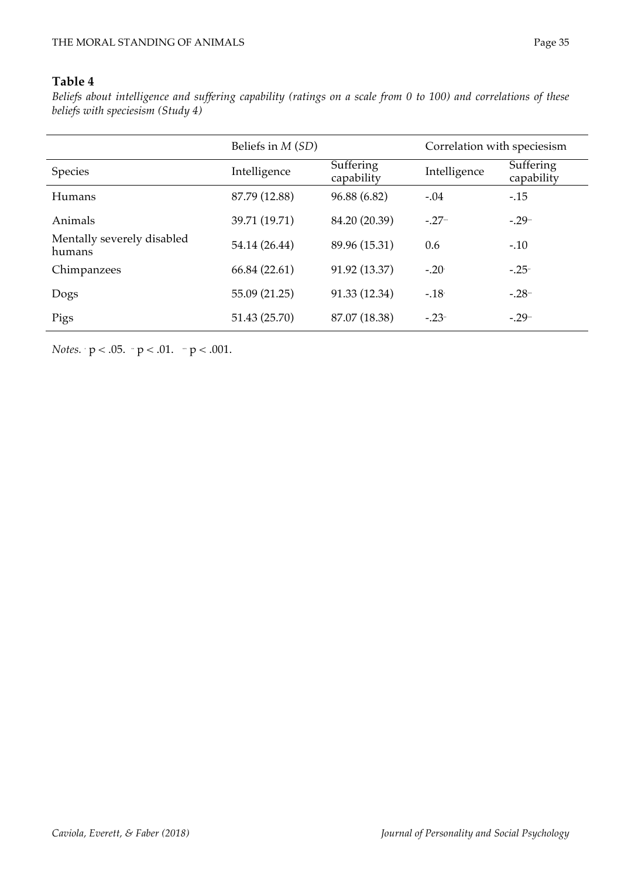**Table 4**

*Beliefs about intelligence and suffering capability (ratings on a scale from 0 to 100) and correlations of these beliefs with speciesism (Study 4)*

| | Beliefs in *M* (*SD*) | | Correlation with speciesism | |
|---|---|---|---|---|
| Species | Intelligence | Suffering capability | Intelligence | Suffering capability |
| Humans | 87.79 (12.88) | 96.88 (6.82) | -.04 | -.15 |
| Animals | 39.71 (19.71) | 84.20 (20.39) | -.27*** | -.29*** |
| Mentally severely disabled humans | 54.14 (26.44) | 89.96 (15.31) | 0.6 | -.10 |
| Chimpanzees | 66.84 (22.61) | 91.92 (13.37) | -.20* | -.25** |
| Dogs | 55.09 (21.25) | 91.33 (12.34) | -.18* | -.28*** |
| Pigs | 51.43 (25.70) | 87.07 (18.38) | -.23** | -.29*** |

*Notes.* * $p < .05$. ** $p < .01$. *** $p < .001$.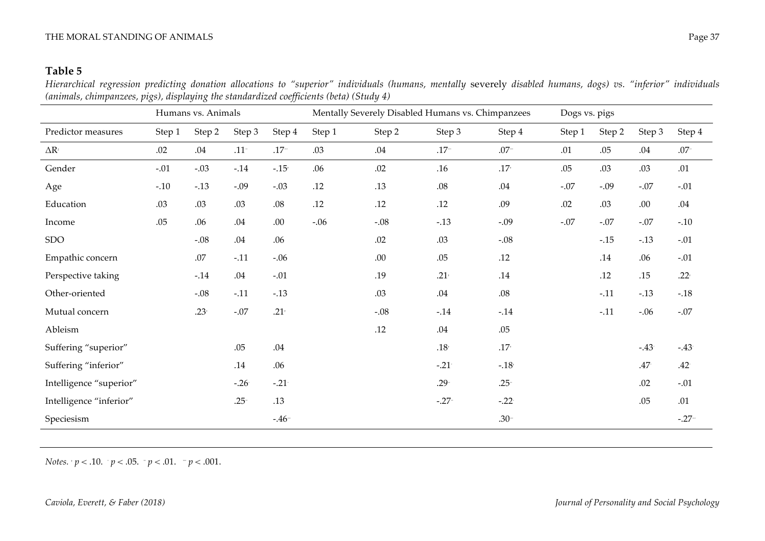**Table 5**

*Hierarchical regression predicting donation allocations to "superior" individuals (humans, mentally* severely *disabled humans, dogs) vs. "inferior" individuals (animals, chimpanzees, pigs), displaying the standardized coefficients (beta) (Study 4)*

| | Humans vs. Animals | | | | Mentally Severely Disabled Humans vs. Chimpanzees | | | | Dogs vs. pigs | | | |
|---|---|---|---|---|---|---|---|---|---|---|---|---|
| Predictor measures | Step 1 | Step 2 | Step 3 | Step 4 | Step 1 | Step 2 | Step 3 | Step 4 | Step 1 | Step 2 | Step 3 | Step 4 |
| $\Delta R^2$ | .02 | .04 | .11** | .17*** | .03 | .04 | .17*** | .07*** | .01 | .05 | .04 | .07** |
| Gender | -.01 | -.03 | -.14 | -.15* | .06 | .02 | .16 | .17† | .05 | .03 | .03 | .01 |
| Age | -.10 | -.13 | -.09 | -.03 | .12 | .13 | .08 | .04 | -.07 | -.09 | -.07 | -.01 |
| Education | .03 | .03 | .03 | .08 | .12 | .12 | .12 | .09 | .02 | .03 | .00 | .04 |
| Income | .05 | .06 | .04 | .00 | -.06 | -.08 | -.13 | -.09 | -.07 | -.07 | -.07 | -.10 |
| SDO | | -.08 | .04 | .06 | | .02 | .03 | -.08 | | -.15 | -.13 | -.01 |
| Empathic concern | | .07 | -.11 | -.06 | | .00 | .05 | .12 | | .14 | .06 | -.01 |
| Perspective taking | | -.14 | .04 | -.01 | | .19 | .21† | .14 | | .12 | .15 | .22* |
| Other-oriented | | -.08 | -.11 | -.13 | | .03 | .04 | .08 | | -.11 | -.13 | -.18 |
| Mutual concern | | .23* | -.07 | .21† | | -.08 | -.14 | -.14 | | -.11 | -.06 | -.07 |
| Ableism | | | | | | .12 | .04 | .05 | | | | |
| Suffering "superior" | | | .05 | .04 | | | .18* | .17† | | | -.43* | -.43* |
| Suffering "inferior" | | | .14 | .06 | | | -.21* | -.18* | | | .47* | .42* |
| Intelligence "superior" | | | -.26* | -.21* | | | .29** | .25** | | | .02 | -.01 |
| Intelligence "inferior" | | | .25** | .13 | | | -.27** | -.22* | | | .05 | .01 |
| Speciesism | | | | -.46*** | | | | .30*** | | | | -.27*** |

*Notes.* † $p < .10$. * $p < .05$. ** $p < .01$. *** $p < .001$.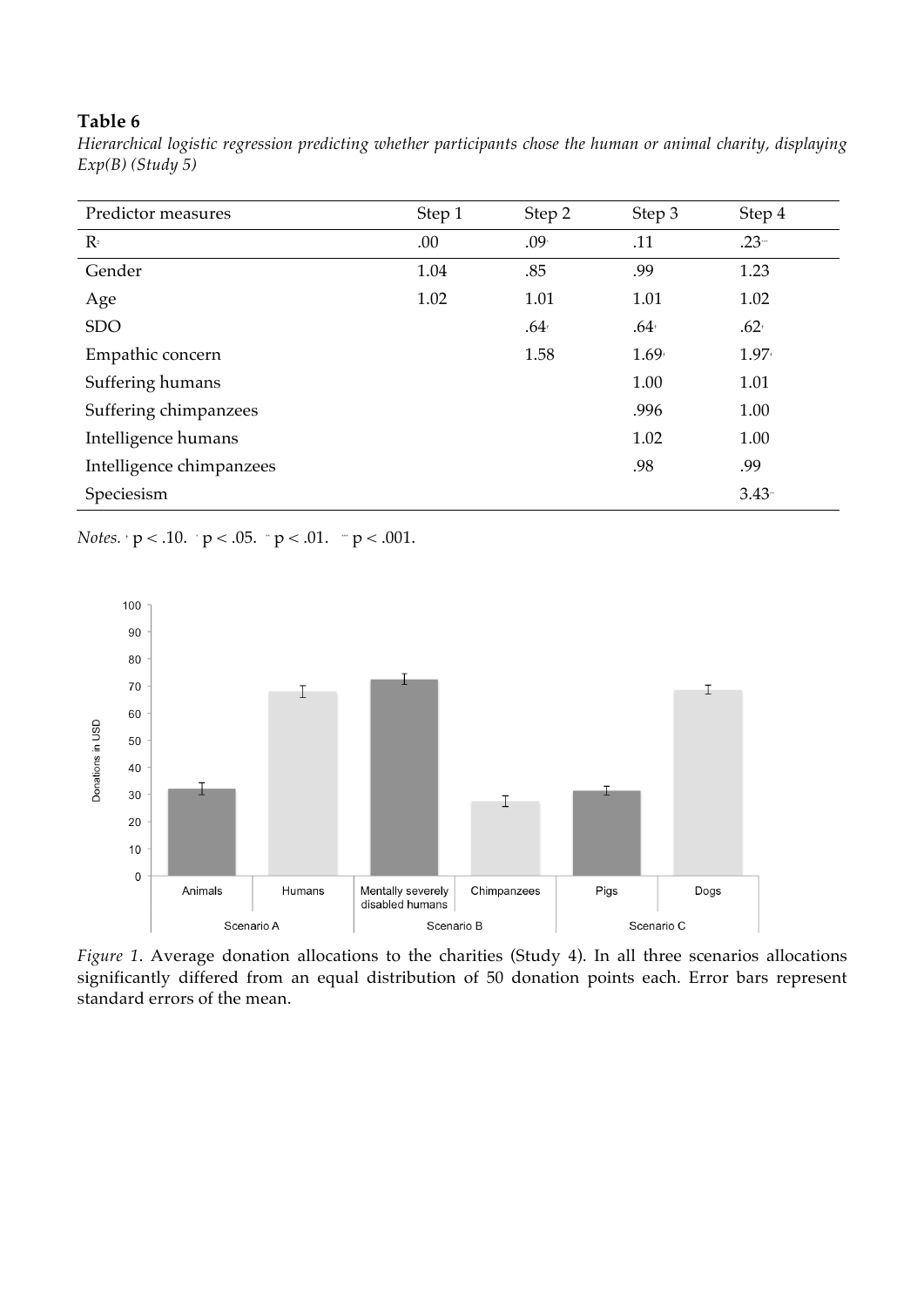**Table 6**

*Hierarchical logistic regression predicting whether participants chose the human or animal charity, displaying Exp(B) (Study 5)*

| Predictor measures | Step 1 | Step 2 | Step 3 | Step 4 |
|---|---|---|---|---|
| $R^2$ | .00 | .09* | .11 | .23*** |
| Gender | 1.04 | .85 | .99 | 1.23 |
| Age | 1.02 | 1.01 | 1.01 | 1.02 |
| SDO | | .64* | .64† | .62† |
| Empathic concern | | 1.58 | 1.69† | 1.97† |
| Suffering humans | | | 1.00 | 1.01 |
| Suffering chimpanzees | | | .996 | 1.00 |
| Intelligence humans | | | 1.02 | 1.00 |
| Intelligence chimpanzees | | | .98 | .99 |
| Speciesism | | | | 3.43** |

*Notes.* † $p < .10$. * $p < .05$. ** $p < .01$. *** $p < .001$.

*Figure 1*. Average donation allocations to the charities (Study 4). In all three scenarios allocations significantly differed from an equal distribution of 50 donation points each. Error bars represent standard errors of the mean.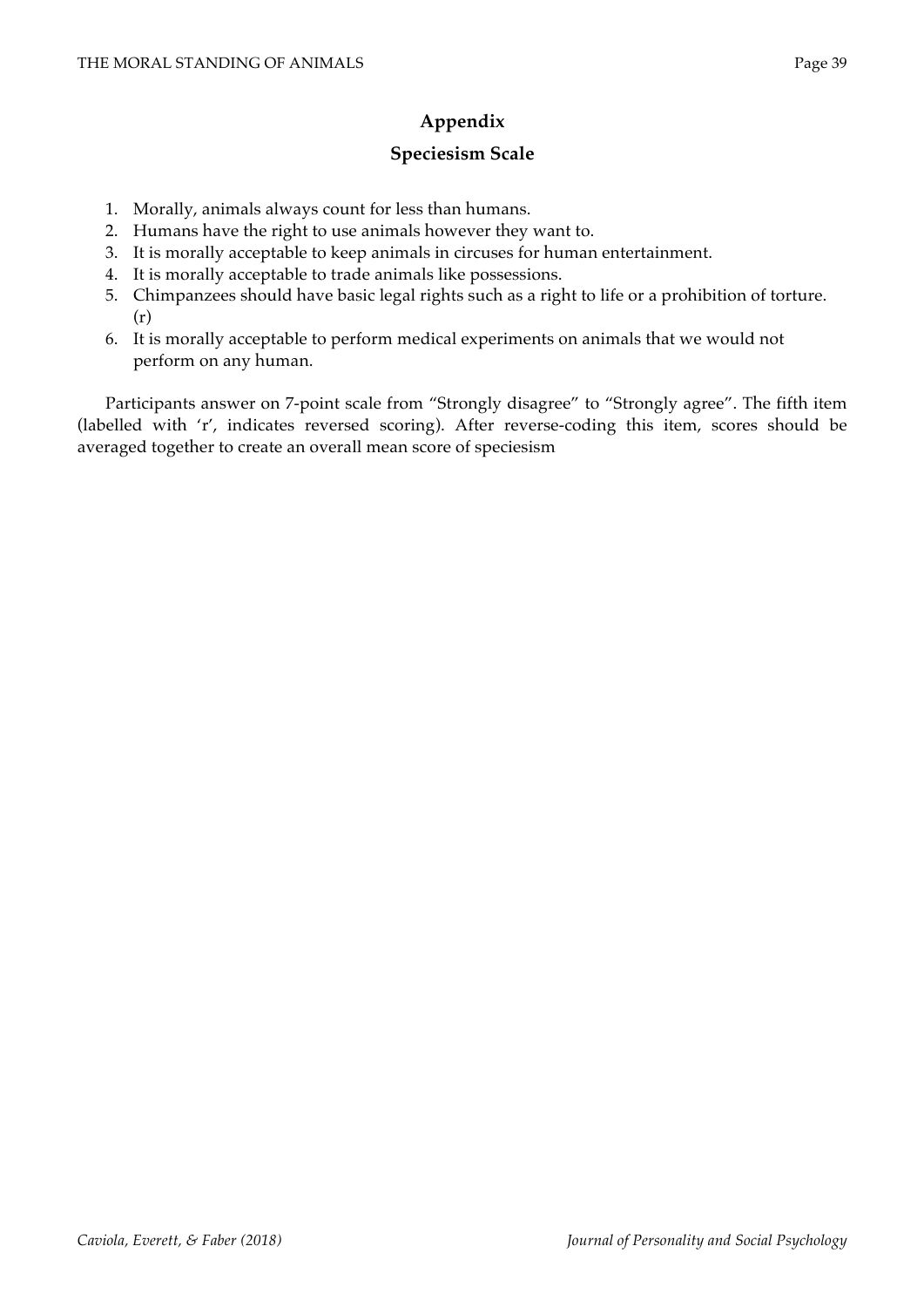# Appendix

## Speciesism Scale

1. Morally, animals always count for less than humans.
2. Humans have the right to use animals however they want to.
3. It is morally acceptable to keep animals in circuses for human entertainment.
4. It is morally acceptable to trade animals like possessions.
5. Chimpanzees should have basic legal rights such as a right to life or a prohibition of torture. (r)
6. It is morally acceptable to perform medical experiments on animals that we would not perform on any human.

Participants answer on 7-point scale from "Strongly disagree" to "Strongly agree". The fifth item (labelled with 'r', indicates reversed scoring). After reverse-coding this item, scores should be averaged together to create an overall mean score of speciesism